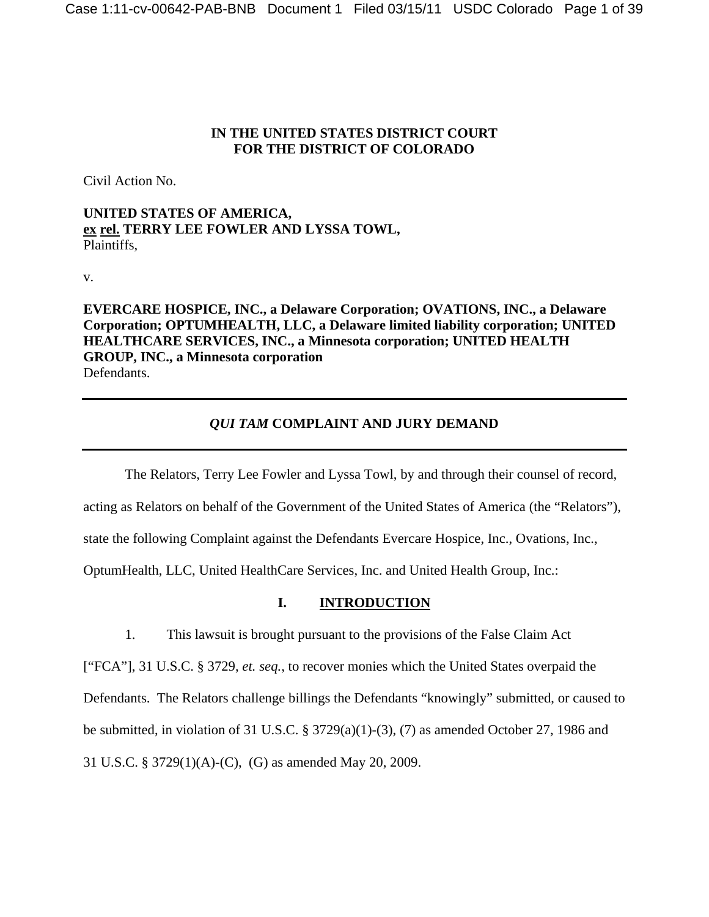**IN THE UNITED STATES DISTRICT COURT**
**FOR THE DISTRICT OF COLORADO**

Civil Action No.

**UNITED STATES OF AMERICA,**
**ex rel. TERRY LEE FOWLER AND LYSSA TOWL,**
Plaintiffs,

v.

**EVERCARE HOSPICE, INC., a Delaware Corporation; OVATIONS, INC., a Delaware Corporation; OPTUMHEALTH, LLC, a Delaware limited liability corporation; UNITED HEALTHCARE SERVICES, INC., a Minnesota corporation; UNITED HEALTH GROUP, INC., a Minnesota corporation**
Defendants.

---

## *QUI TAM* COMPLAINT AND JURY DEMAND

---

The Relators, Terry Lee Fowler and Lyssa Towl, by and through their counsel of record, acting as Relators on behalf of the Government of the United States of America (the "Relators"), state the following Complaint against the Defendants Evercare Hospice, Inc., Ovations, Inc., OptumHealth, LLC, United HealthCare Services, Inc. and United Health Group, Inc.:

## I. INTRODUCTION

1. This lawsuit is brought pursuant to the provisions of the False Claim Act ["FCA"], 31 U.S.C. § 3729, *et. seq.*, to recover monies which the United States overpaid the Defendants. The Relators challenge billings the Defendants "knowingly" submitted, or caused to be submitted, in violation of 31 U.S.C. § 3729(a)(1)-(3), (7) as amended October 27, 1986 and 31 U.S.C. § 3729(1)(A)-(C), (G) as amended May 20, 2009.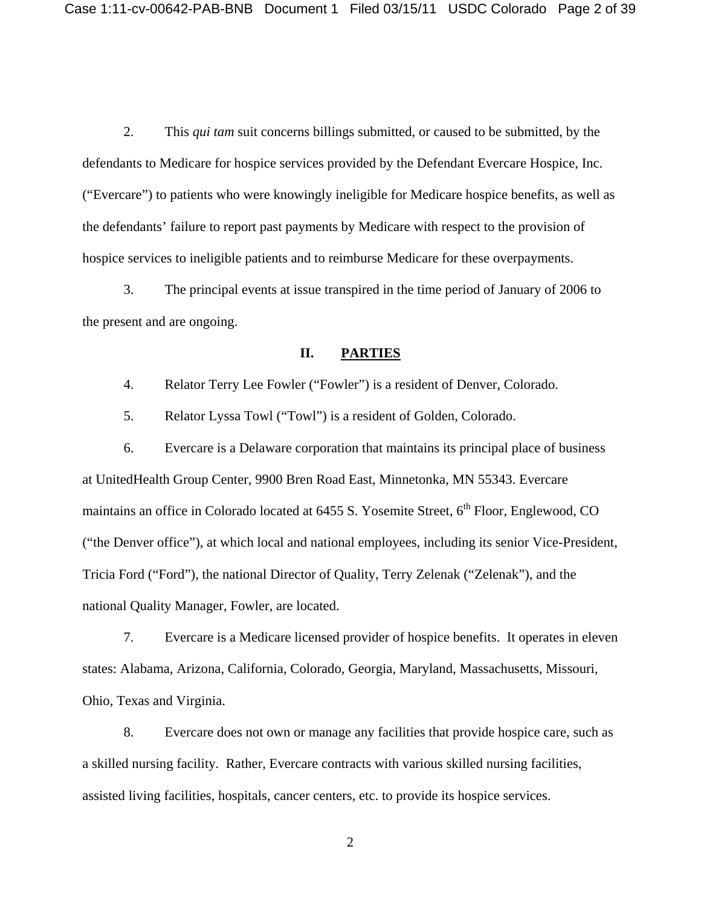2. This *qui tam* suit concerns billings submitted, or caused to be submitted, by the defendants to Medicare for hospice services provided by the Defendant Evercare Hospice, Inc. ("Evercare") to patients who were knowingly ineligible for Medicare hospice benefits, as well as the defendants' failure to report past payments by Medicare with respect to the provision of hospice services to ineligible patients and to reimburse Medicare for these overpayments.

3. The principal events at issue transpired in the time period of January of 2006 to the present and are ongoing.

## II. PARTIES

4. Relator Terry Lee Fowler ("Fowler") is a resident of Denver, Colorado.

5. Relator Lyssa Towl ("Towl") is a resident of Golden, Colorado.

6. Evercare is a Delaware corporation that maintains its principal place of business at UnitedHealth Group Center, 9900 Bren Road East, Minnetonka, MN 55343. Evercare maintains an office in Colorado located at 6455 S. Yosemite Street, 6th Floor, Englewood, CO ("the Denver office"), at which local and national employees, including its senior Vice-President, Tricia Ford ("Ford"), the national Director of Quality, Terry Zelenak ("Zelenak"), and the national Quality Manager, Fowler, are located.

7. Evercare is a Medicare licensed provider of hospice benefits. It operates in eleven states: Alabama, Arizona, California, Colorado, Georgia, Maryland, Massachusetts, Missouri, Ohio, Texas and Virginia.

8. Evercare does not own or manage any facilities that provide hospice care, such as a skilled nursing facility. Rather, Evercare contracts with various skilled nursing facilities, assisted living facilities, hospitals, cancer centers, etc. to provide its hospice services.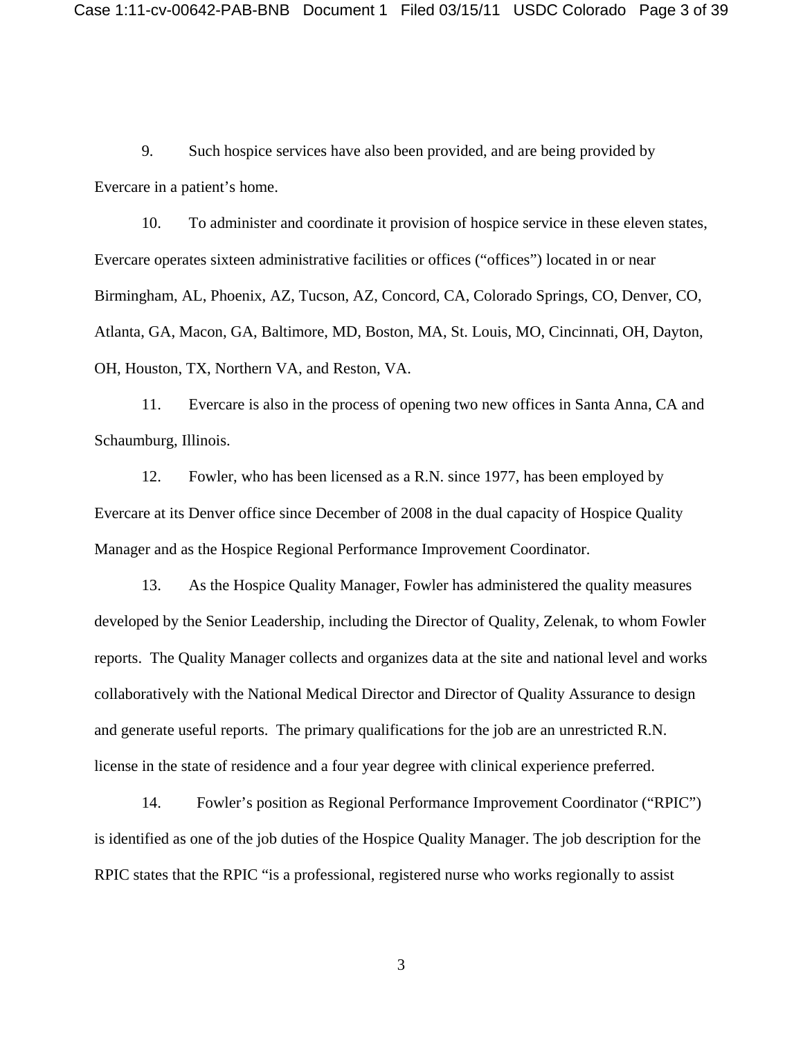9. Such hospice services have also been provided, and are being provided by Evercare in a patient's home.

10. To administer and coordinate it provision of hospice service in these eleven states, Evercare operates sixteen administrative facilities or offices ("offices") located in or near Birmingham, AL, Phoenix, AZ, Tucson, AZ, Concord, CA, Colorado Springs, CO, Denver, CO, Atlanta, GA, Macon, GA, Baltimore, MD, Boston, MA, St. Louis, MO, Cincinnati, OH, Dayton, OH, Houston, TX, Northern VA, and Reston, VA.

11. Evercare is also in the process of opening two new offices in Santa Anna, CA and Schaumburg, Illinois.

12. Fowler, who has been licensed as a R.N. since 1977, has been employed by Evercare at its Denver office since December of 2008 in the dual capacity of Hospice Quality Manager and as the Hospice Regional Performance Improvement Coordinator.

13. As the Hospice Quality Manager, Fowler has administered the quality measures developed by the Senior Leadership, including the Director of Quality, Zelenak, to whom Fowler reports. The Quality Manager collects and organizes data at the site and national level and works collaboratively with the National Medical Director and Director of Quality Assurance to design and generate useful reports. The primary qualifications for the job are an unrestricted R.N. license in the state of residence and a four year degree with clinical experience preferred.

14. Fowler's position as Regional Performance Improvement Coordinator ("RPIC") is identified as one of the job duties of the Hospice Quality Manager. The job description for the RPIC states that the RPIC "is a professional, registered nurse who works regionally to assist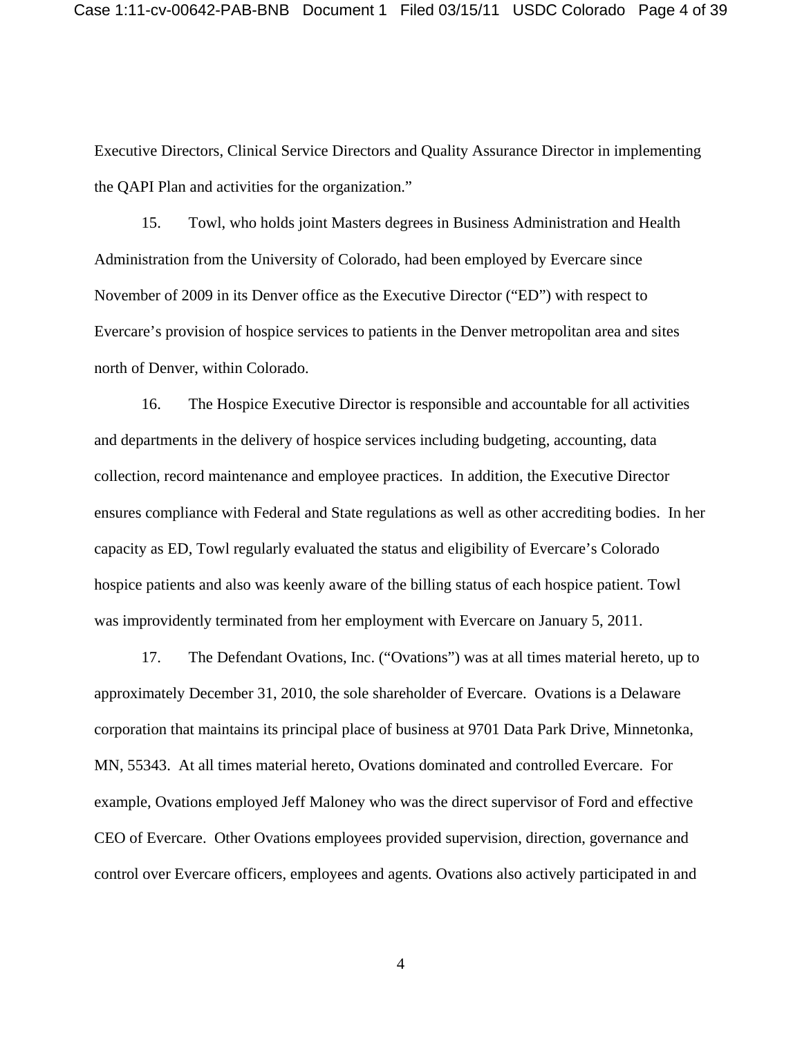Executive Directors, Clinical Service Directors and Quality Assurance Director in implementing the QAPI Plan and activities for the organization."

15. Towl, who holds joint Masters degrees in Business Administration and Health Administration from the University of Colorado, had been employed by Evercare since November of 2009 in its Denver office as the Executive Director ("ED") with respect to Evercare's provision of hospice services to patients in the Denver metropolitan area and sites north of Denver, within Colorado.

16. The Hospice Executive Director is responsible and accountable for all activities and departments in the delivery of hospice services including budgeting, accounting, data collection, record maintenance and employee practices. In addition, the Executive Director ensures compliance with Federal and State regulations as well as other accrediting bodies. In her capacity as ED, Towl regularly evaluated the status and eligibility of Evercare's Colorado hospice patients and also was keenly aware of the billing status of each hospice patient. Towl was improvidently terminated from her employment with Evercare on January 5, 2011.

17. The Defendant Ovations, Inc. ("Ovations") was at all times material hereto, up to approximately December 31, 2010, the sole shareholder of Evercare. Ovations is a Delaware corporation that maintains its principal place of business at 9701 Data Park Drive, Minnetonka, MN, 55343. At all times material hereto, Ovations dominated and controlled Evercare. For example, Ovations employed Jeff Maloney who was the direct supervisor of Ford and effective CEO of Evercare. Other Ovations employees provided supervision, direction, governance and control over Evercare officers, employees and agents. Ovations also actively participated in and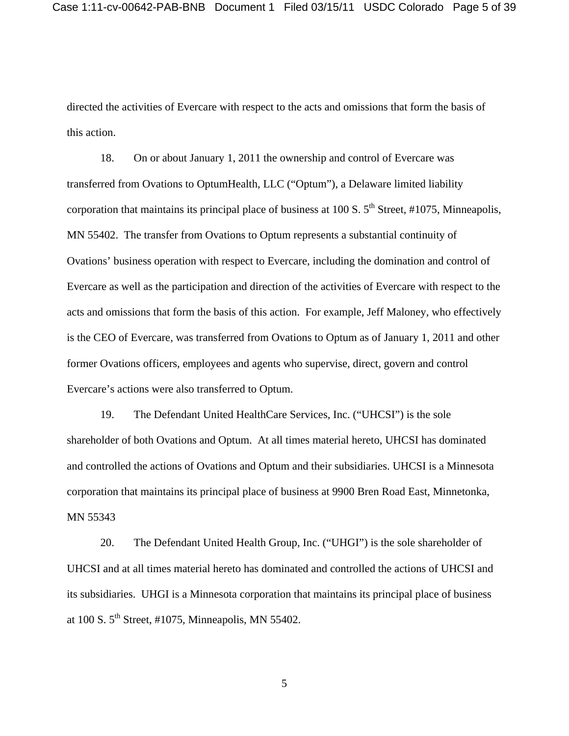directed the activities of Evercare with respect to the acts and omissions that form the basis of this action.

18. On or about January 1, 2011 the ownership and control of Evercare was transferred from Ovations to OptumHealth, LLC ("Optum"), a Delaware limited liability corporation that maintains its principal place of business at 100 S. 5th Street, #1075, Minneapolis, MN 55402. The transfer from Ovations to Optum represents a substantial continuity of Ovations' business operation with respect to Evercare, including the domination and control of Evercare as well as the participation and direction of the activities of Evercare with respect to the acts and omissions that form the basis of this action. For example, Jeff Maloney, who effectively is the CEO of Evercare, was transferred from Ovations to Optum as of January 1, 2011 and other former Ovations officers, employees and agents who supervise, direct, govern and control Evercare's actions were also transferred to Optum.

19. The Defendant United HealthCare Services, Inc. ("UHCSI") is the sole shareholder of both Ovations and Optum. At all times material hereto, UHCSI has dominated and controlled the actions of Ovations and Optum and their subsidiaries. UHCSI is a Minnesota corporation that maintains its principal place of business at 9900 Bren Road East, Minnetonka, MN 55343

20. The Defendant United Health Group, Inc. ("UHGI") is the sole shareholder of UHCSI and at all times material hereto has dominated and controlled the actions of UHCSI and its subsidiaries. UHGI is a Minnesota corporation that maintains its principal place of business at 100 S. 5th Street, #1075, Minneapolis, MN 55402.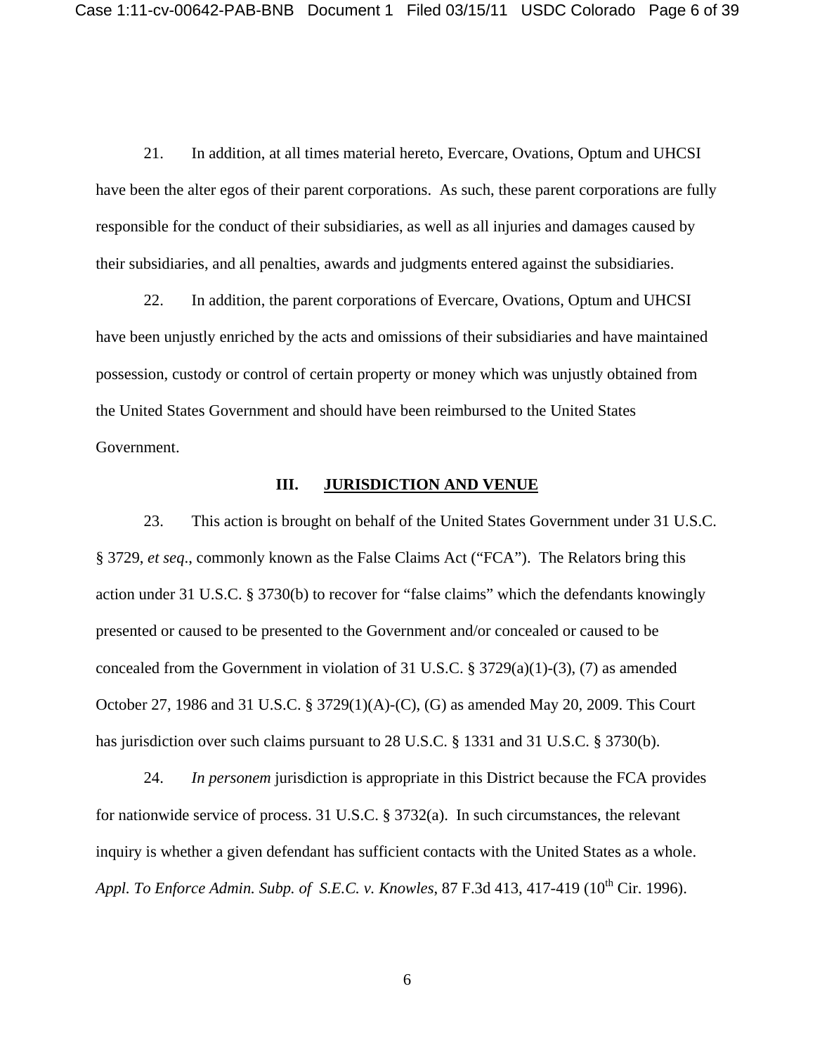21. In addition, at all times material hereto, Evercare, Ovations, Optum and UHCSI have been the alter egos of their parent corporations. As such, these parent corporations are fully responsible for the conduct of their subsidiaries, as well as all injuries and damages caused by their subsidiaries, and all penalties, awards and judgments entered against the subsidiaries.

22. In addition, the parent corporations of Evercare, Ovations, Optum and UHCSI have been unjustly enriched by the acts and omissions of their subsidiaries and have maintained possession, custody or control of certain property or money which was unjustly obtained from the United States Government and should have been reimbursed to the United States Government.

## III. JURISDICTION AND VENUE

23. This action is brought on behalf of the United States Government under 31 U.S.C. § 3729, *et seq*., commonly known as the False Claims Act ("FCA"). The Relators bring this action under 31 U.S.C. § 3730(b) to recover for "false claims" which the defendants knowingly presented or caused to be presented to the Government and/or concealed or caused to be concealed from the Government in violation of 31 U.S.C. § 3729(a)(1)-(3), (7) as amended October 27, 1986 and 31 U.S.C. § 3729(1)(A)-(C), (G) as amended May 20, 2009. This Court has jurisdiction over such claims pursuant to 28 U.S.C. § 1331 and 31 U.S.C. § 3730(b).

24. *In personem* jurisdiction is appropriate in this District because the FCA provides for nationwide service of process. 31 U.S.C. § 3732(a). In such circumstances, the relevant inquiry is whether a given defendant has sufficient contacts with the United States as a whole. *Appl. To Enforce Admin. Subp. of S.E.C. v. Knowles*, 87 F.3d 413, 417-419 (10th Cir. 1996).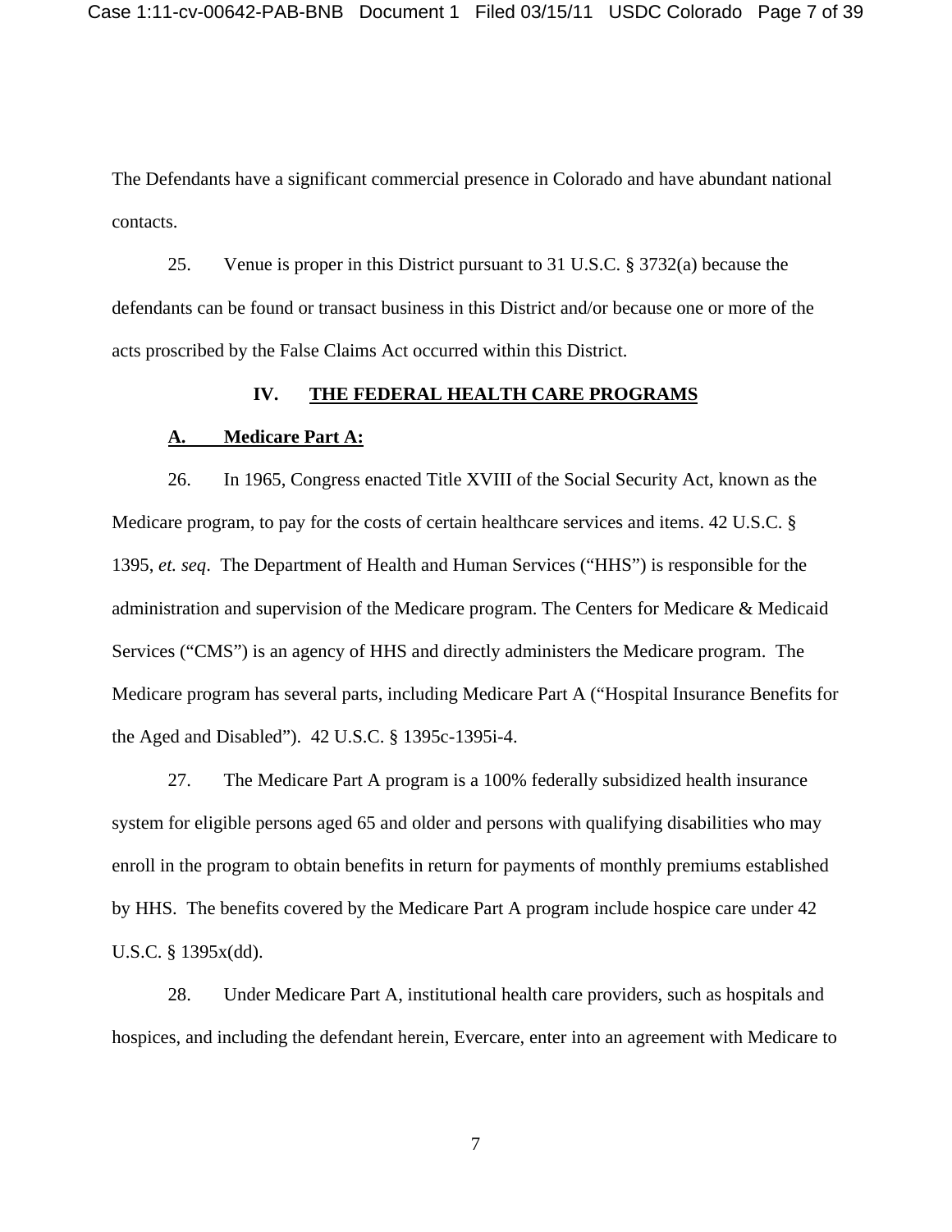The Defendants have a significant commercial presence in Colorado and have abundant national contacts.

25. Venue is proper in this District pursuant to 31 U.S.C. § 3732(a) because the defendants can be found or transact business in this District and/or because one or more of the acts proscribed by the False Claims Act occurred within this District.

## IV. THE FEDERAL HEALTH CARE PROGRAMS

### A. Medicare Part A:

26. In 1965, Congress enacted Title XVIII of the Social Security Act, known as the Medicare program, to pay for the costs of certain healthcare services and items. 42 U.S.C. § 1395, *et. seq*. The Department of Health and Human Services ("HHS") is responsible for the administration and supervision of the Medicare program. The Centers for Medicare & Medicaid Services ("CMS") is an agency of HHS and directly administers the Medicare program. The Medicare program has several parts, including Medicare Part A ("Hospital Insurance Benefits for the Aged and Disabled"). 42 U.S.C. § 1395c-1395i-4.

27. The Medicare Part A program is a 100% federally subsidized health insurance system for eligible persons aged 65 and older and persons with qualifying disabilities who may enroll in the program to obtain benefits in return for payments of monthly premiums established by HHS. The benefits covered by the Medicare Part A program include hospice care under 42 U.S.C. § 1395x(dd).

28. Under Medicare Part A, institutional health care providers, such as hospitals and hospices, and including the defendant herein, Evercare, enter into an agreement with Medicare to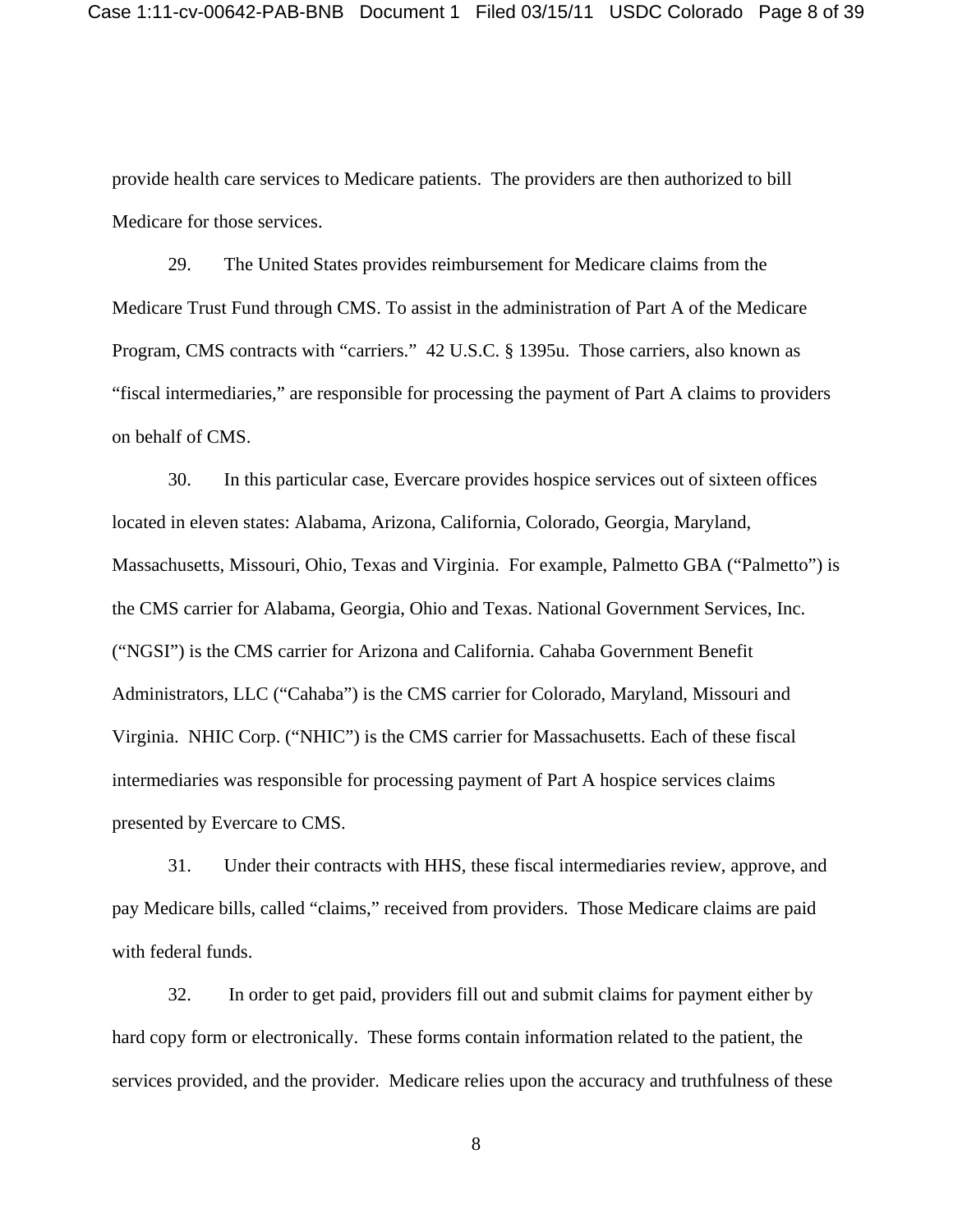provide health care services to Medicare patients. The providers are then authorized to bill Medicare for those services.

29. The United States provides reimbursement for Medicare claims from the Medicare Trust Fund through CMS. To assist in the administration of Part A of the Medicare Program, CMS contracts with "carriers." 42 U.S.C. § 1395u. Those carriers, also known as "fiscal intermediaries," are responsible for processing the payment of Part A claims to providers on behalf of CMS.

30. In this particular case, Evercare provides hospice services out of sixteen offices located in eleven states: Alabama, Arizona, California, Colorado, Georgia, Maryland, Massachusetts, Missouri, Ohio, Texas and Virginia. For example, Palmetto GBA ("Palmetto") is the CMS carrier for Alabama, Georgia, Ohio and Texas. National Government Services, Inc. ("NGSI") is the CMS carrier for Arizona and California. Cahaba Government Benefit Administrators, LLC ("Cahaba") is the CMS carrier for Colorado, Maryland, Missouri and Virginia. NHIC Corp. ("NHIC") is the CMS carrier for Massachusetts. Each of these fiscal intermediaries was responsible for processing payment of Part A hospice services claims presented by Evercare to CMS.

31. Under their contracts with HHS, these fiscal intermediaries review, approve, and pay Medicare bills, called "claims," received from providers. Those Medicare claims are paid with federal funds.

32. In order to get paid, providers fill out and submit claims for payment either by hard copy form or electronically. These forms contain information related to the patient, the services provided, and the provider. Medicare relies upon the accuracy and truthfulness of these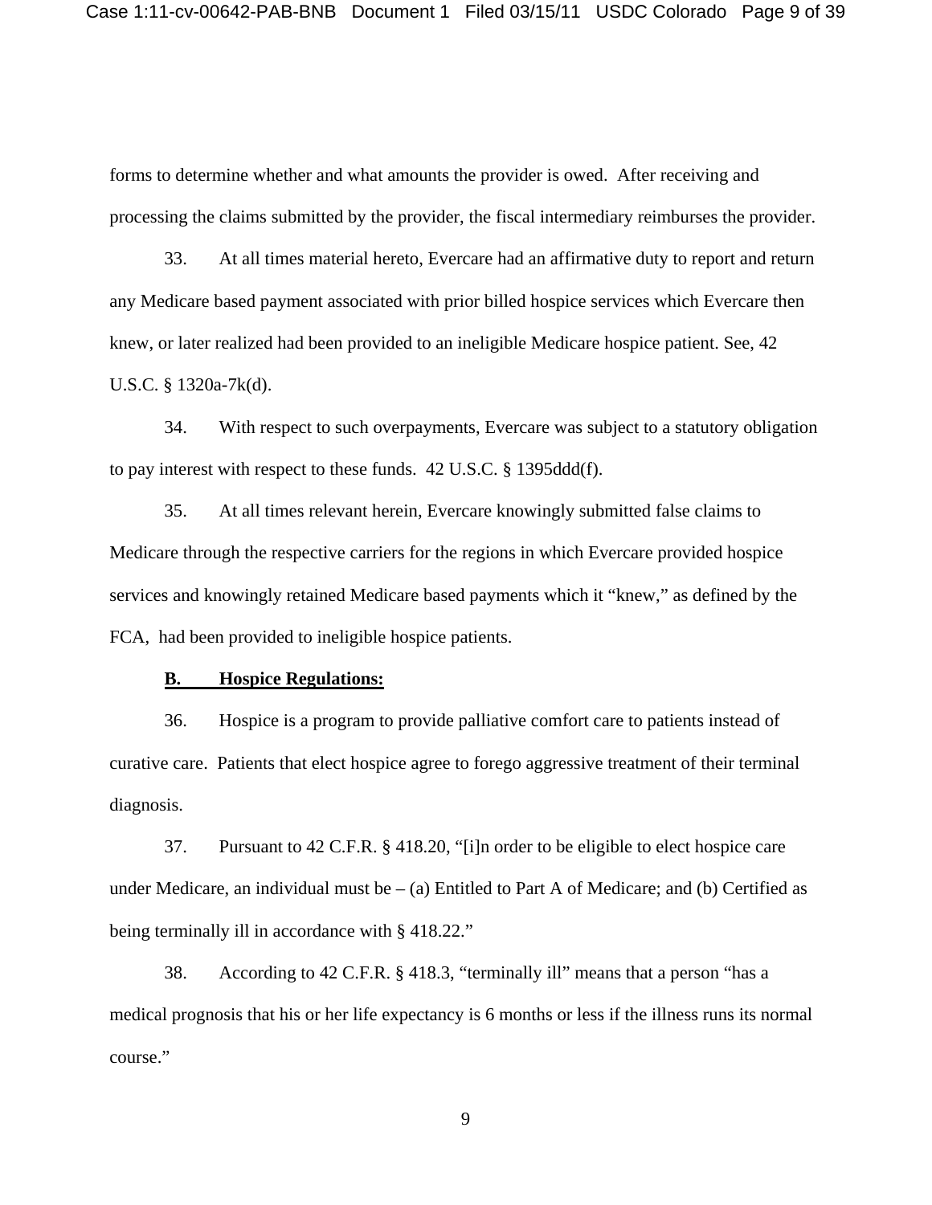forms to determine whether and what amounts the provider is owed. After receiving and processing the claims submitted by the provider, the fiscal intermediary reimburses the provider.

33. At all times material hereto, Evercare had an affirmative duty to report and return any Medicare based payment associated with prior billed hospice services which Evercare then knew, or later realized had been provided to an ineligible Medicare hospice patient. See, 42 U.S.C. § 1320a-7k(d).

34. With respect to such overpayments, Evercare was subject to a statutory obligation to pay interest with respect to these funds. 42 U.S.C. § 1395ddd(f).

35. At all times relevant herein, Evercare knowingly submitted false claims to Medicare through the respective carriers for the regions in which Evercare provided hospice services and knowingly retained Medicare based payments which it "knew," as defined by the FCA, had been provided to ineligible hospice patients.

**B. Hospice Regulations:**

36. Hospice is a program to provide palliative comfort care to patients instead of curative care. Patients that elect hospice agree to forego aggressive treatment of their terminal diagnosis.

37. Pursuant to 42 C.F.R. § 418.20, "[i]n order to be eligible to elect hospice care under Medicare, an individual must be – (a) Entitled to Part A of Medicare; and (b) Certified as being terminally ill in accordance with § 418.22."

38. According to 42 C.F.R. § 418.3, "terminally ill" means that a person "has a medical prognosis that his or her life expectancy is 6 months or less if the illness runs its normal course."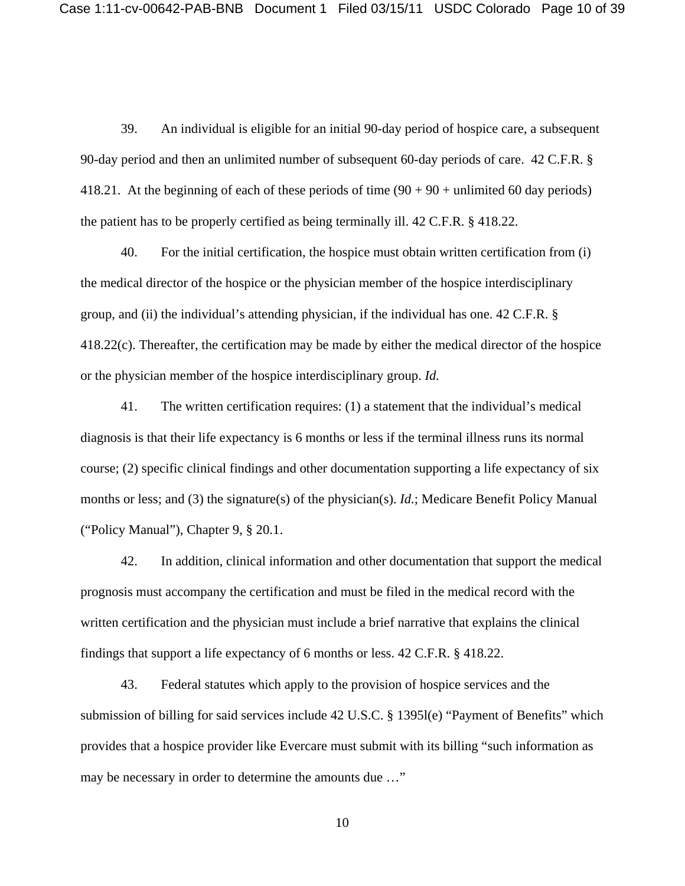39. An individual is eligible for an initial 90-day period of hospice care, a subsequent 90-day period and then an unlimited number of subsequent 60-day periods of care. 42 C.F.R. § 418.21. At the beginning of each of these periods of time (90 + 90 + unlimited 60 day periods) the patient has to be properly certified as being terminally ill. 42 C.F.R. § 418.22.

40. For the initial certification, the hospice must obtain written certification from (i) the medical director of the hospice or the physician member of the hospice interdisciplinary group, and (ii) the individual's attending physician, if the individual has one. 42 C.F.R. § 418.22(c). Thereafter, the certification may be made by either the medical director of the hospice or the physician member of the hospice interdisciplinary group. *Id.*

41. The written certification requires: (1) a statement that the individual's medical diagnosis is that their life expectancy is 6 months or less if the terminal illness runs its normal course; (2) specific clinical findings and other documentation supporting a life expectancy of six months or less; and (3) the signature(s) of the physician(s). *Id.*; Medicare Benefit Policy Manual ("Policy Manual"), Chapter 9, § 20.1.

42. In addition, clinical information and other documentation that support the medical prognosis must accompany the certification and must be filed in the medical record with the written certification and the physician must include a brief narrative that explains the clinical findings that support a life expectancy of 6 months or less. 42 C.F.R. § 418.22.

43. Federal statutes which apply to the provision of hospice services and the submission of billing for said services include 42 U.S.C. § 1395l(e) "Payment of Benefits" which provides that a hospice provider like Evercare must submit with its billing "such information as may be necessary in order to determine the amounts due …"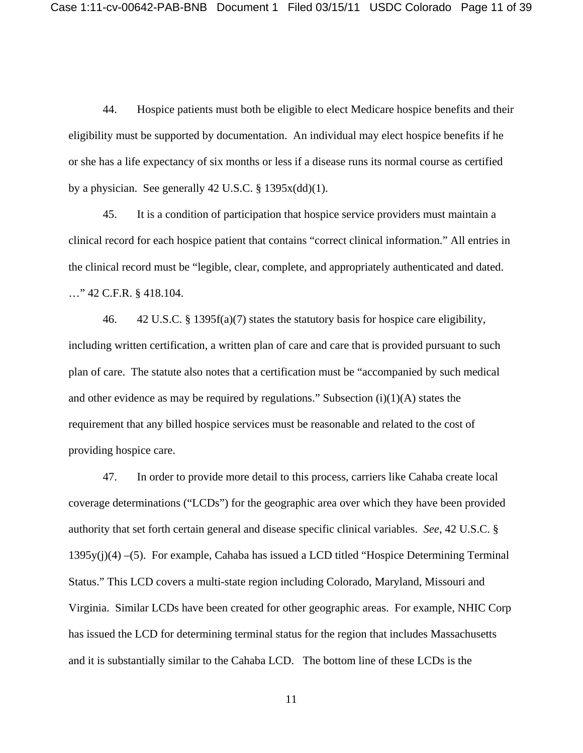44. Hospice patients must both be eligible to elect Medicare hospice benefits and their eligibility must be supported by documentation. An individual may elect hospice benefits if he or she has a life expectancy of six months or less if a disease runs its normal course as certified by a physician. See generally 42 U.S.C. § 1395x(dd)(1).

45. It is a condition of participation that hospice service providers must maintain a clinical record for each hospice patient that contains "correct clinical information." All entries in the clinical record must be "legible, clear, complete, and appropriately authenticated and dated. …" 42 C.F.R. § 418.104.

46. 42 U.S.C. § 1395f(a)(7) states the statutory basis for hospice care eligibility, including written certification, a written plan of care and care that is provided pursuant to such plan of care. The statute also notes that a certification must be "accompanied by such medical and other evidence as may be required by regulations." Subsection (i)(1)(A) states the requirement that any billed hospice services must be reasonable and related to the cost of providing hospice care.

47. In order to provide more detail to this process, carriers like Cahaba create local coverage determinations ("LCDs") for the geographic area over which they have been provided authority that set forth certain general and disease specific clinical variables. *See*, 42 U.S.C. § 1395y(j)(4) –(5). For example, Cahaba has issued a LCD titled "Hospice Determining Terminal Status." This LCD covers a multi-state region including Colorado, Maryland, Missouri and Virginia. Similar LCDs have been created for other geographic areas. For example, NHIC Corp has issued the LCD for determining terminal status for the region that includes Massachusetts and it is substantially similar to the Cahaba LCD. The bottom line of these LCDs is the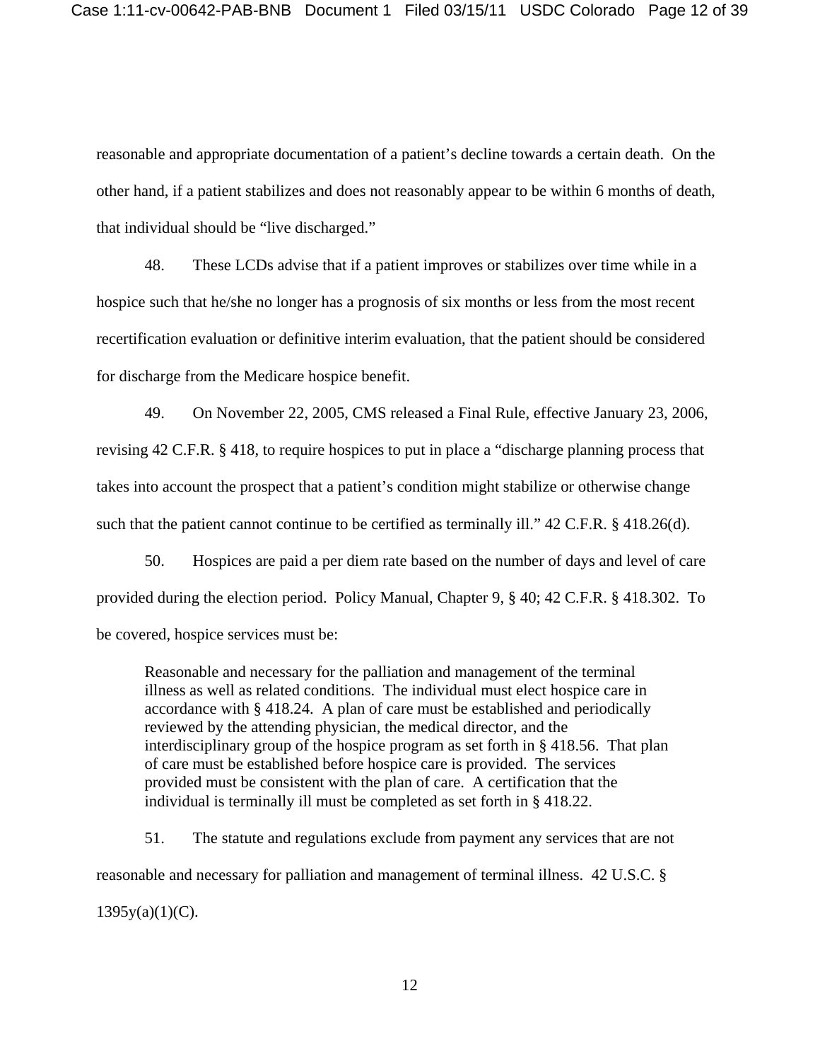reasonable and appropriate documentation of a patient's decline towards a certain death. On the other hand, if a patient stabilizes and does not reasonably appear to be within 6 months of death, that individual should be "live discharged."

48. These LCDs advise that if a patient improves or stabilizes over time while in a hospice such that he/she no longer has a prognosis of six months or less from the most recent recertification evaluation or definitive interim evaluation, that the patient should be considered for discharge from the Medicare hospice benefit.

49. On November 22, 2005, CMS released a Final Rule, effective January 23, 2006, revising 42 C.F.R. § 418, to require hospices to put in place a "discharge planning process that takes into account the prospect that a patient's condition might stabilize or otherwise change such that the patient cannot continue to be certified as terminally ill." 42 C.F.R. § 418.26(d).

50. Hospices are paid a per diem rate based on the number of days and level of care provided during the election period. Policy Manual, Chapter 9, § 40; 42 C.F.R. § 418.302. To be covered, hospice services must be:

> Reasonable and necessary for the palliation and management of the terminal illness as well as related conditions. The individual must elect hospice care in accordance with § 418.24. A plan of care must be established and periodically reviewed by the attending physician, the medical director, and the interdisciplinary group of the hospice program as set forth in § 418.56. That plan of care must be established before hospice care is provided. The services provided must be consistent with the plan of care. A certification that the individual is terminally ill must be completed as set forth in § 418.22.

51. The statute and regulations exclude from payment any services that are not reasonable and necessary for palliation and management of terminal illness. 42 U.S.C. § 1395y(a)(1)(C).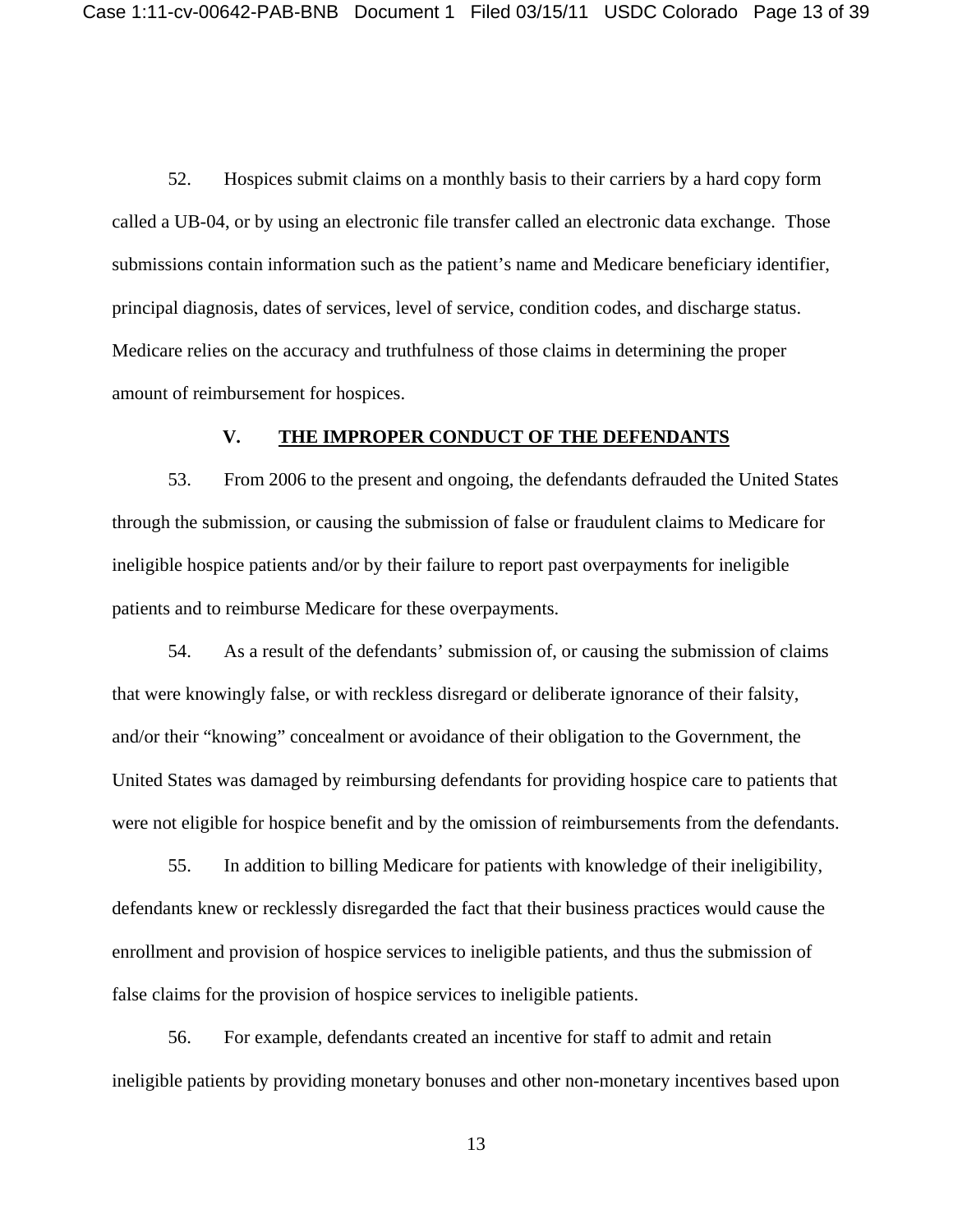52. Hospices submit claims on a monthly basis to their carriers by a hard copy form called a UB-04, or by using an electronic file transfer called an electronic data exchange. Those submissions contain information such as the patient's name and Medicare beneficiary identifier, principal diagnosis, dates of services, level of service, condition codes, and discharge status. Medicare relies on the accuracy and truthfulness of those claims in determining the proper amount of reimbursement for hospices.

## V. THE IMPROPER CONDUCT OF THE DEFENDANTS

53. From 2006 to the present and ongoing, the defendants defrauded the United States through the submission, or causing the submission of false or fraudulent claims to Medicare for ineligible hospice patients and/or by their failure to report past overpayments for ineligible patients and to reimburse Medicare for these overpayments.

54. As a result of the defendants' submission of, or causing the submission of claims that were knowingly false, or with reckless disregard or deliberate ignorance of their falsity, and/or their "knowing" concealment or avoidance of their obligation to the Government, the United States was damaged by reimbursing defendants for providing hospice care to patients that were not eligible for hospice benefit and by the omission of reimbursements from the defendants.

55. In addition to billing Medicare for patients with knowledge of their ineligibility, defendants knew or recklessly disregarded the fact that their business practices would cause the enrollment and provision of hospice services to ineligible patients, and thus the submission of false claims for the provision of hospice services to ineligible patients.

56. For example, defendants created an incentive for staff to admit and retain ineligible patients by providing monetary bonuses and other non-monetary incentives based upon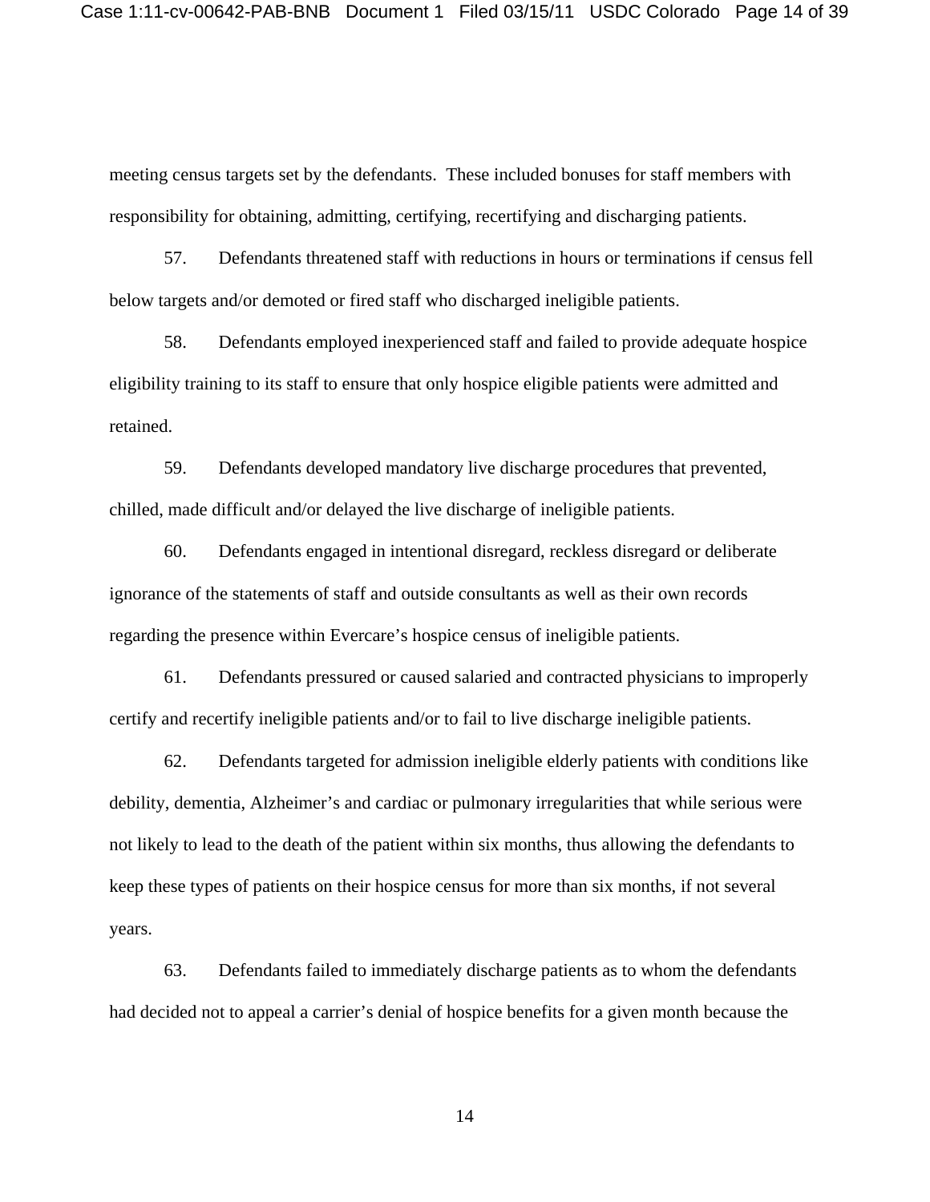meeting census targets set by the defendants. These included bonuses for staff members with responsibility for obtaining, admitting, certifying, recertifying and discharging patients.

57. Defendants threatened staff with reductions in hours or terminations if census fell below targets and/or demoted or fired staff who discharged ineligible patients.

58. Defendants employed inexperienced staff and failed to provide adequate hospice eligibility training to its staff to ensure that only hospice eligible patients were admitted and retained.

59. Defendants developed mandatory live discharge procedures that prevented, chilled, made difficult and/or delayed the live discharge of ineligible patients.

60. Defendants engaged in intentional disregard, reckless disregard or deliberate ignorance of the statements of staff and outside consultants as well as their own records regarding the presence within Evercare's hospice census of ineligible patients.

61. Defendants pressured or caused salaried and contracted physicians to improperly certify and recertify ineligible patients and/or to fail to live discharge ineligible patients.

62. Defendants targeted for admission ineligible elderly patients with conditions like debility, dementia, Alzheimer's and cardiac or pulmonary irregularities that while serious were not likely to lead to the death of the patient within six months, thus allowing the defendants to keep these types of patients on their hospice census for more than six months, if not several years.

63. Defendants failed to immediately discharge patients as to whom the defendants had decided not to appeal a carrier's denial of hospice benefits for a given month because the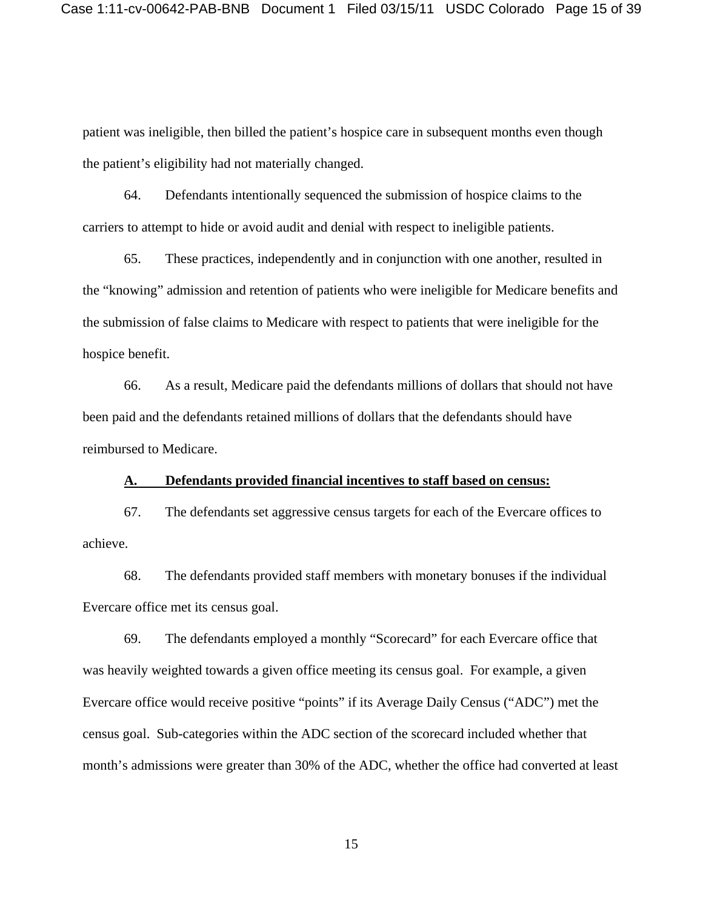patient was ineligible, then billed the patient's hospice care in subsequent months even though the patient's eligibility had not materially changed.

64. Defendants intentionally sequenced the submission of hospice claims to the carriers to attempt to hide or avoid audit and denial with respect to ineligible patients.

65. These practices, independently and in conjunction with one another, resulted in the "knowing" admission and retention of patients who were ineligible for Medicare benefits and the submission of false claims to Medicare with respect to patients that were ineligible for the hospice benefit.

66. As a result, Medicare paid the defendants millions of dollars that should not have been paid and the defendants retained millions of dollars that the defendants should have reimbursed to Medicare.

**A. Defendants provided financial incentives to staff based on census:**

67. The defendants set aggressive census targets for each of the Evercare offices to achieve.

68. The defendants provided staff members with monetary bonuses if the individual Evercare office met its census goal.

69. The defendants employed a monthly "Scorecard" for each Evercare office that was heavily weighted towards a given office meeting its census goal. For example, a given Evercare office would receive positive "points" if its Average Daily Census ("ADC") met the census goal. Sub-categories within the ADC section of the scorecard included whether that month's admissions were greater than 30% of the ADC, whether the office had converted at least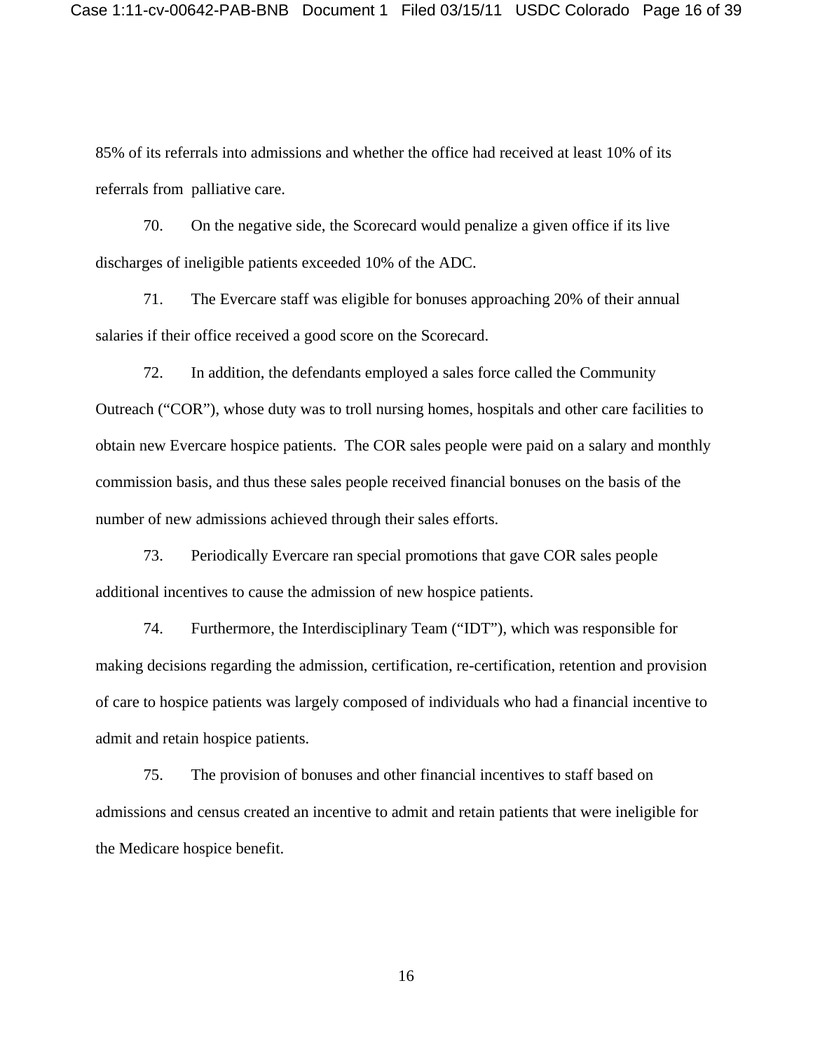85% of its referrals into admissions and whether the office had received at least 10% of its referrals from palliative care.

70. On the negative side, the Scorecard would penalize a given office if its live discharges of ineligible patients exceeded 10% of the ADC.

71. The Evercare staff was eligible for bonuses approaching 20% of their annual salaries if their office received a good score on the Scorecard.

72. In addition, the defendants employed a sales force called the Community Outreach ("COR"), whose duty was to troll nursing homes, hospitals and other care facilities to obtain new Evercare hospice patients. The COR sales people were paid on a salary and monthly commission basis, and thus these sales people received financial bonuses on the basis of the number of new admissions achieved through their sales efforts.

73. Periodically Evercare ran special promotions that gave COR sales people additional incentives to cause the admission of new hospice patients.

74. Furthermore, the Interdisciplinary Team ("IDT"), which was responsible for making decisions regarding the admission, certification, re-certification, retention and provision of care to hospice patients was largely composed of individuals who had a financial incentive to admit and retain hospice patients.

75. The provision of bonuses and other financial incentives to staff based on admissions and census created an incentive to admit and retain patients that were ineligible for the Medicare hospice benefit.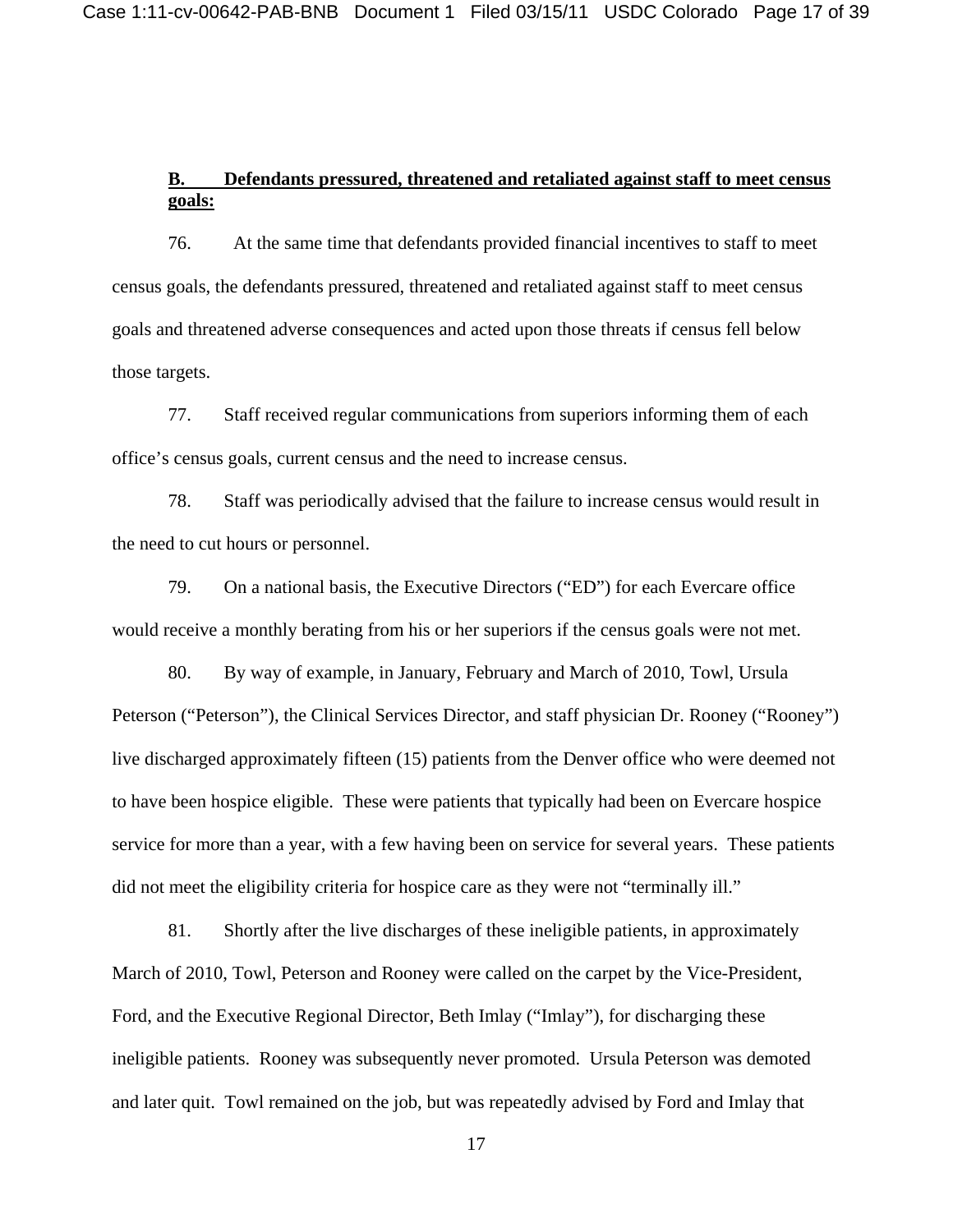**B. Defendants pressured, threatened and retaliated against staff to meet census goals:**

76. At the same time that defendants provided financial incentives to staff to meet census goals, the defendants pressured, threatened and retaliated against staff to meet census goals and threatened adverse consequences and acted upon those threats if census fell below those targets.

77. Staff received regular communications from superiors informing them of each office's census goals, current census and the need to increase census.

78. Staff was periodically advised that the failure to increase census would result in the need to cut hours or personnel.

79. On a national basis, the Executive Directors ("ED") for each Evercare office would receive a monthly berating from his or her superiors if the census goals were not met.

80. By way of example, in January, February and March of 2010, Towl, Ursula Peterson ("Peterson"), the Clinical Services Director, and staff physician Dr. Rooney ("Rooney") live discharged approximately fifteen (15) patients from the Denver office who were deemed not to have been hospice eligible. These were patients that typically had been on Evercare hospice service for more than a year, with a few having been on service for several years. These patients did not meet the eligibility criteria for hospice care as they were not "terminally ill."

81. Shortly after the live discharges of these ineligible patients, in approximately March of 2010, Towl, Peterson and Rooney were called on the carpet by the Vice-President, Ford, and the Executive Regional Director, Beth Imlay ("Imlay"), for discharging these ineligible patients. Rooney was subsequently never promoted. Ursula Peterson was demoted and later quit. Towl remained on the job, but was repeatedly advised by Ford and Imlay that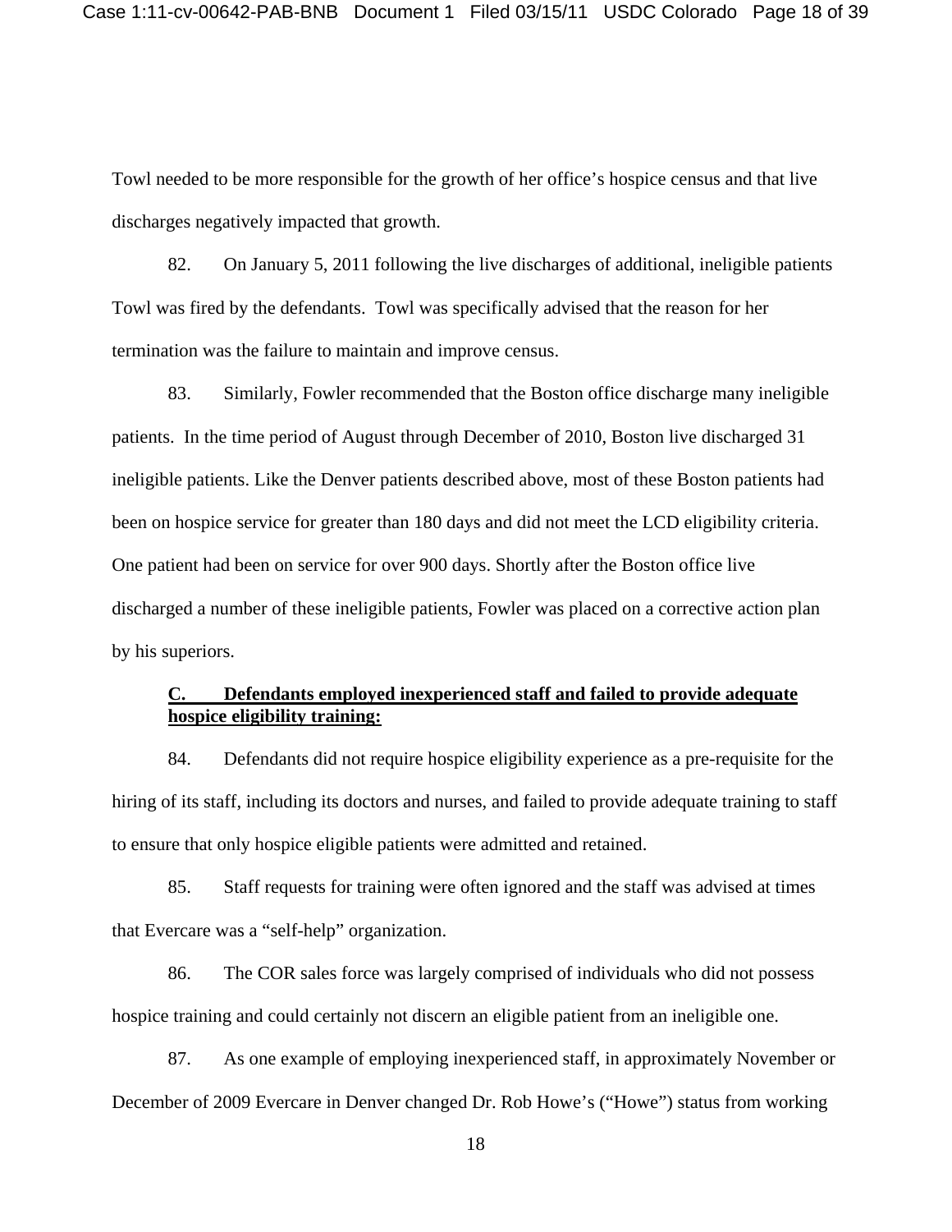Towl needed to be more responsible for the growth of her office's hospice census and that live discharges negatively impacted that growth.

82. On January 5, 2011 following the live discharges of additional, ineligible patients Towl was fired by the defendants. Towl was specifically advised that the reason for her termination was the failure to maintain and improve census.

83. Similarly, Fowler recommended that the Boston office discharge many ineligible patients. In the time period of August through December of 2010, Boston live discharged 31 ineligible patients. Like the Denver patients described above, most of these Boston patients had been on hospice service for greater than 180 days and did not meet the LCD eligibility criteria. One patient had been on service for over 900 days. Shortly after the Boston office live discharged a number of these ineligible patients, Fowler was placed on a corrective action plan by his superiors.

**C. Defendants employed inexperienced staff and failed to provide adequate hospice eligibility training:**

84. Defendants did not require hospice eligibility experience as a pre-requisite for the hiring of its staff, including its doctors and nurses, and failed to provide adequate training to staff to ensure that only hospice eligible patients were admitted and retained.

85. Staff requests for training were often ignored and the staff was advised at times that Evercare was a "self-help" organization.

86. The COR sales force was largely comprised of individuals who did not possess hospice training and could certainly not discern an eligible patient from an ineligible one.

87. As one example of employing inexperienced staff, in approximately November or December of 2009 Evercare in Denver changed Dr. Rob Howe's ("Howe") status from working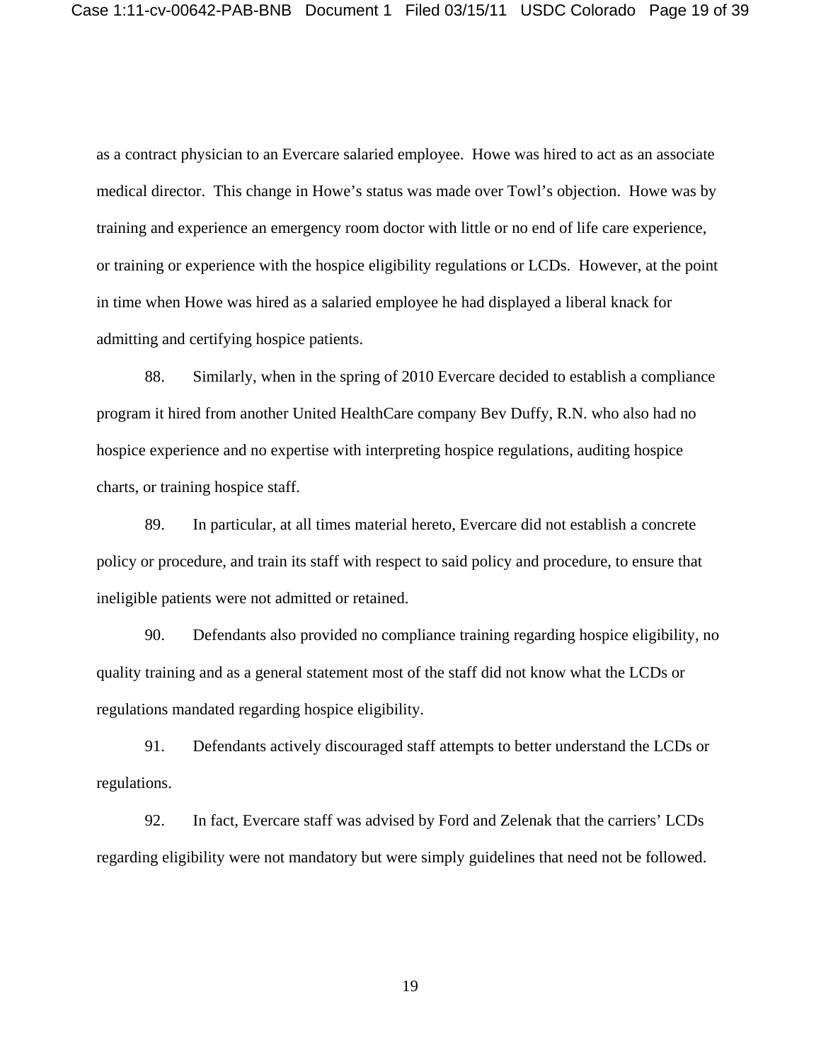as a contract physician to an Evercare salaried employee. Howe was hired to act as an associate medical director. This change in Howe's status was made over Towl's objection. Howe was by training and experience an emergency room doctor with little or no end of life care experience, or training or experience with the hospice eligibility regulations or LCDs. However, at the point in time when Howe was hired as a salaried employee he had displayed a liberal knack for admitting and certifying hospice patients.

88. Similarly, when in the spring of 2010 Evercare decided to establish a compliance program it hired from another United HealthCare company Bev Duffy, R.N. who also had no hospice experience and no expertise with interpreting hospice regulations, auditing hospice charts, or training hospice staff.

89. In particular, at all times material hereto, Evercare did not establish a concrete policy or procedure, and train its staff with respect to said policy and procedure, to ensure that ineligible patients were not admitted or retained.

90. Defendants also provided no compliance training regarding hospice eligibility, no quality training and as a general statement most of the staff did not know what the LCDs or regulations mandated regarding hospice eligibility.

91. Defendants actively discouraged staff attempts to better understand the LCDs or regulations.

92. In fact, Evercare staff was advised by Ford and Zelenak that the carriers' LCDs regarding eligibility were not mandatory but were simply guidelines that need not be followed.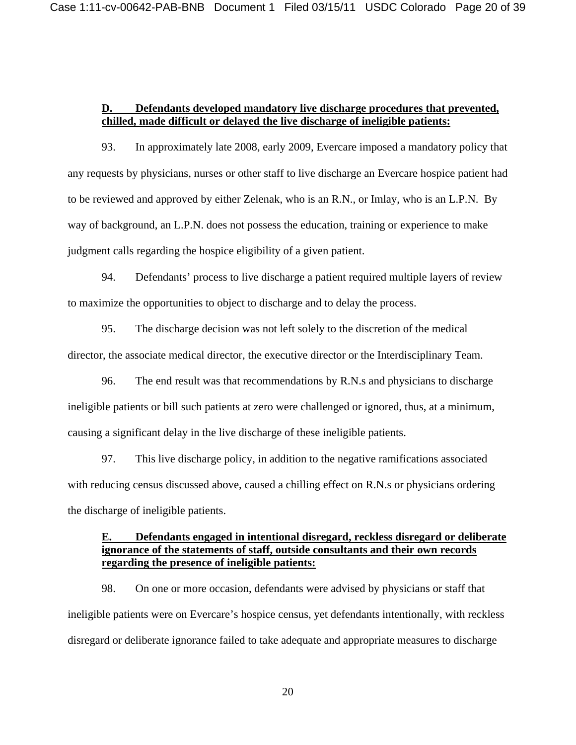**D. Defendants developed mandatory live discharge procedures that prevented, chilled, made difficult or delayed the live discharge of ineligible patients:**

93. In approximately late 2008, early 2009, Evercare imposed a mandatory policy that any requests by physicians, nurses or other staff to live discharge an Evercare hospice patient had to be reviewed and approved by either Zelenak, who is an R.N., or Imlay, who is an L.P.N. By way of background, an L.P.N. does not possess the education, training or experience to make judgment calls regarding the hospice eligibility of a given patient.

94. Defendants' process to live discharge a patient required multiple layers of review to maximize the opportunities to object to discharge and to delay the process.

95. The discharge decision was not left solely to the discretion of the medical director, the associate medical director, the executive director or the Interdisciplinary Team.

96. The end result was that recommendations by R.N.s and physicians to discharge ineligible patients or bill such patients at zero were challenged or ignored, thus, at a minimum, causing a significant delay in the live discharge of these ineligible patients.

97. This live discharge policy, in addition to the negative ramifications associated with reducing census discussed above, caused a chilling effect on R.N.s or physicians ordering the discharge of ineligible patients.

**E. Defendants engaged in intentional disregard, reckless disregard or deliberate ignorance of the statements of staff, outside consultants and their own records regarding the presence of ineligible patients:**

98. On one or more occasion, defendants were advised by physicians or staff that ineligible patients were on Evercare's hospice census, yet defendants intentionally, with reckless disregard or deliberate ignorance failed to take adequate and appropriate measures to discharge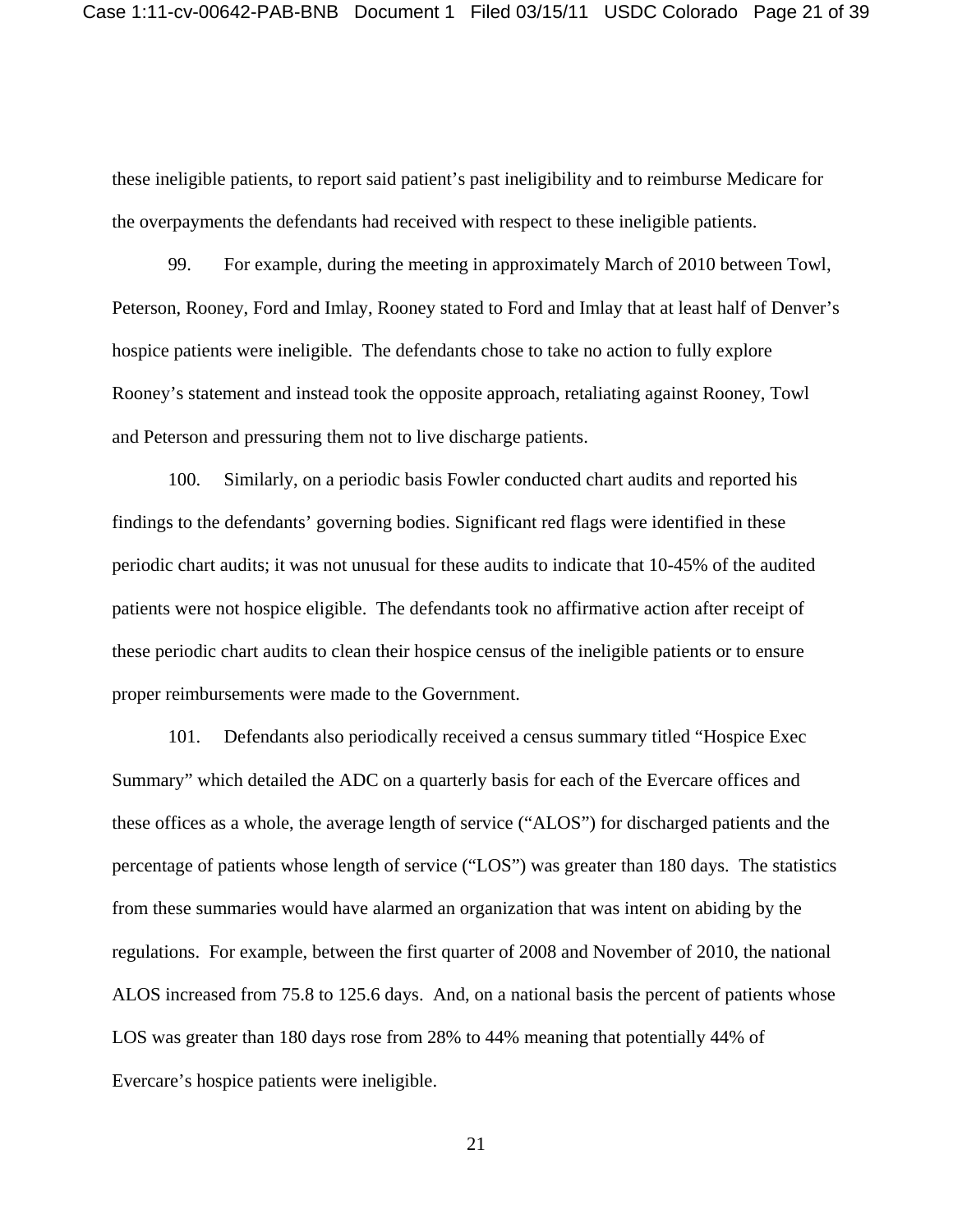these ineligible patients, to report said patient's past ineligibility and to reimburse Medicare for the overpayments the defendants had received with respect to these ineligible patients.

99. For example, during the meeting in approximately March of 2010 between Towl, Peterson, Rooney, Ford and Imlay, Rooney stated to Ford and Imlay that at least half of Denver's hospice patients were ineligible. The defendants chose to take no action to fully explore Rooney's statement and instead took the opposite approach, retaliating against Rooney, Towl and Peterson and pressuring them not to live discharge patients.

100. Similarly, on a periodic basis Fowler conducted chart audits and reported his findings to the defendants' governing bodies. Significant red flags were identified in these periodic chart audits; it was not unusual for these audits to indicate that 10-45% of the audited patients were not hospice eligible. The defendants took no affirmative action after receipt of these periodic chart audits to clean their hospice census of the ineligible patients or to ensure proper reimbursements were made to the Government.

101. Defendants also periodically received a census summary titled "Hospice Exec Summary" which detailed the ADC on a quarterly basis for each of the Evercare offices and these offices as a whole, the average length of service ("ALOS") for discharged patients and the percentage of patients whose length of service ("LOS") was greater than 180 days. The statistics from these summaries would have alarmed an organization that was intent on abiding by the regulations. For example, between the first quarter of 2008 and November of 2010, the national ALOS increased from 75.8 to 125.6 days. And, on a national basis the percent of patients whose LOS was greater than 180 days rose from 28% to 44% meaning that potentially 44% of Evercare's hospice patients were ineligible.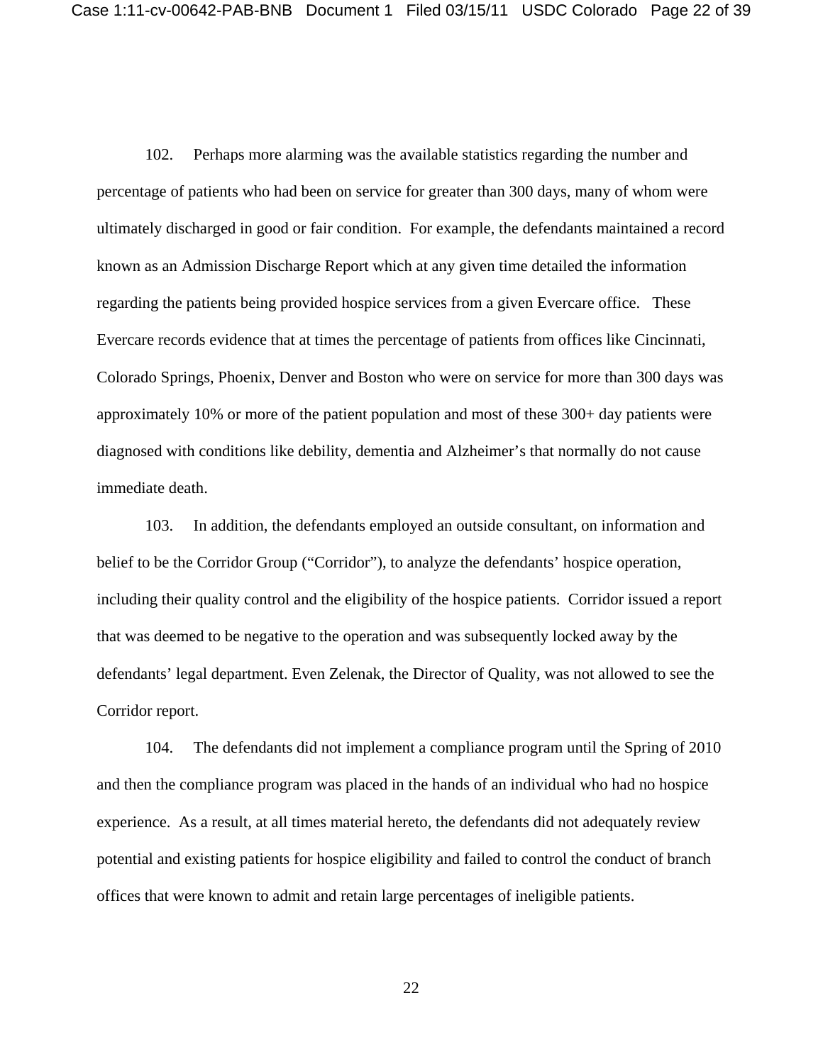102. Perhaps more alarming was the available statistics regarding the number and percentage of patients who had been on service for greater than 300 days, many of whom were ultimately discharged in good or fair condition. For example, the defendants maintained a record known as an Admission Discharge Report which at any given time detailed the information regarding the patients being provided hospice services from a given Evercare office. These Evercare records evidence that at times the percentage of patients from offices like Cincinnati, Colorado Springs, Phoenix, Denver and Boston who were on service for more than 300 days was approximately 10% or more of the patient population and most of these 300+ day patients were diagnosed with conditions like debility, dementia and Alzheimer's that normally do not cause immediate death.

103. In addition, the defendants employed an outside consultant, on information and belief to be the Corridor Group ("Corridor"), to analyze the defendants' hospice operation, including their quality control and the eligibility of the hospice patients. Corridor issued a report that was deemed to be negative to the operation and was subsequently locked away by the defendants' legal department. Even Zelenak, the Director of Quality, was not allowed to see the Corridor report.

104. The defendants did not implement a compliance program until the Spring of 2010 and then the compliance program was placed in the hands of an individual who had no hospice experience. As a result, at all times material hereto, the defendants did not adequately review potential and existing patients for hospice eligibility and failed to control the conduct of branch offices that were known to admit and retain large percentages of ineligible patients.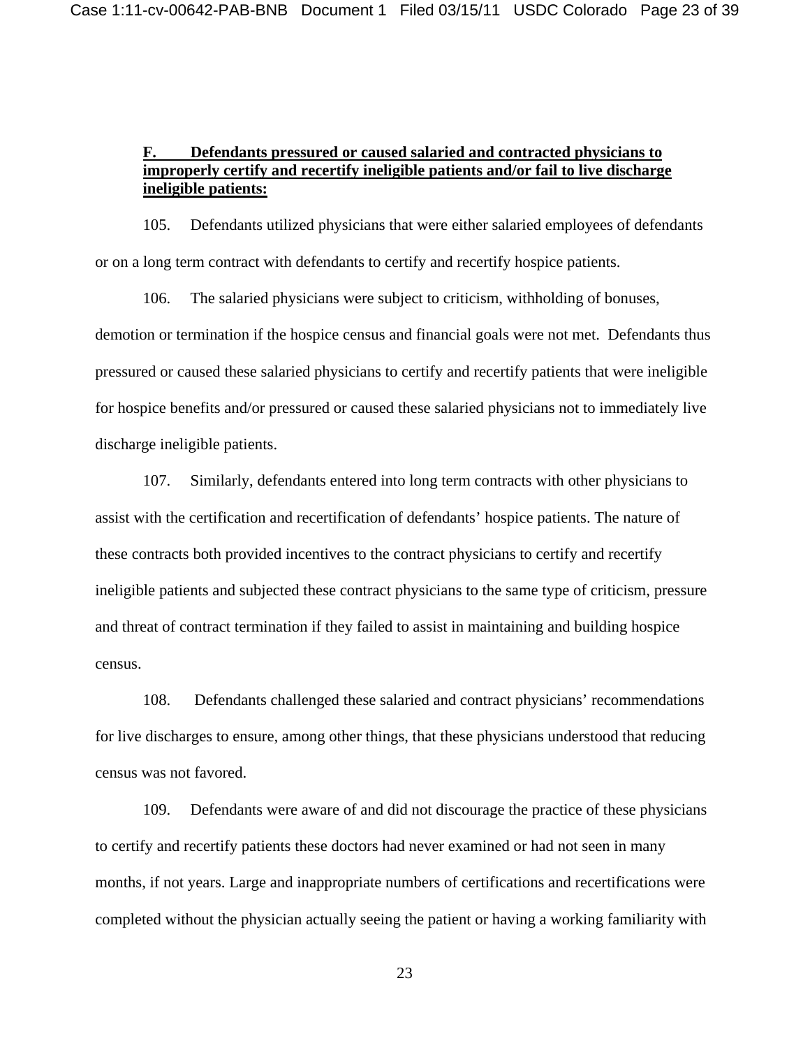**<u>F. Defendants pressured or caused salaried and contracted physicians to improperly certify and recertify ineligible patients and/or fail to live discharge ineligible patients:</u>**

105. Defendants utilized physicians that were either salaried employees of defendants or on a long term contract with defendants to certify and recertify hospice patients.

106. The salaried physicians were subject to criticism, withholding of bonuses, demotion or termination if the hospice census and financial goals were not met. Defendants thus pressured or caused these salaried physicians to certify and recertify patients that were ineligible for hospice benefits and/or pressured or caused these salaried physicians not to immediately live discharge ineligible patients.

107. Similarly, defendants entered into long term contracts with other physicians to assist with the certification and recertification of defendants' hospice patients. The nature of these contracts both provided incentives to the contract physicians to certify and recertify ineligible patients and subjected these contract physicians to the same type of criticism, pressure and threat of contract termination if they failed to assist in maintaining and building hospice census.

108. Defendants challenged these salaried and contract physicians' recommendations for live discharges to ensure, among other things, that these physicians understood that reducing census was not favored.

109. Defendants were aware of and did not discourage the practice of these physicians to certify and recertify patients these doctors had never examined or had not seen in many months, if not years. Large and inappropriate numbers of certifications and recertifications were completed without the physician actually seeing the patient or having a working familiarity with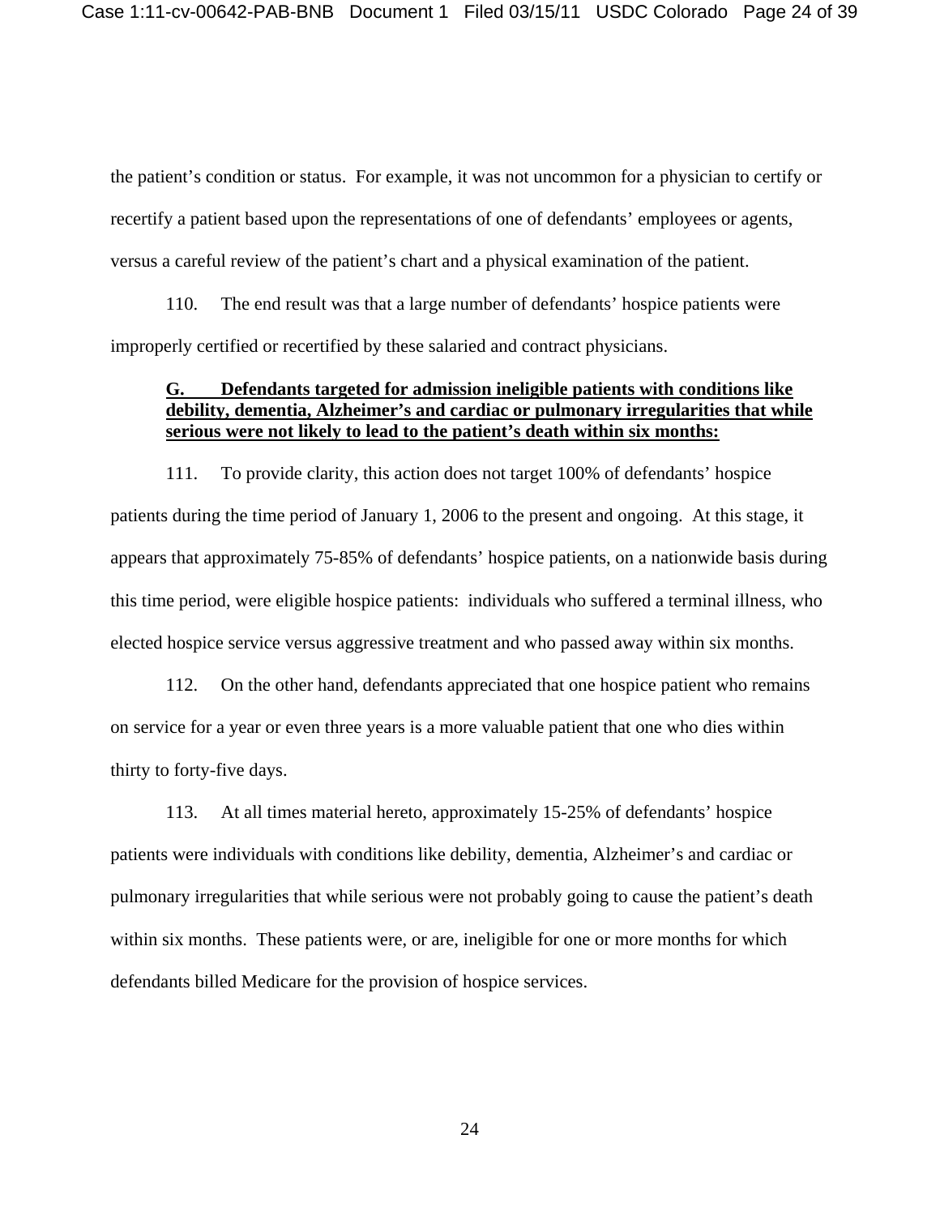the patient's condition or status. For example, it was not uncommon for a physician to certify or recertify a patient based upon the representations of one of defendants' employees or agents, versus a careful review of the patient's chart and a physical examination of the patient.

110. The end result was that a large number of defendants' hospice patients were improperly certified or recertified by these salaried and contract physicians.

### **G. Defendants targeted for admission ineligible patients with conditions like debility, dementia, Alzheimer's and cardiac or pulmonary irregularities that while serious were not likely to lead to the patient's death within six months:**

111. To provide clarity, this action does not target 100% of defendants' hospice patients during the time period of January 1, 2006 to the present and ongoing. At this stage, it appears that approximately 75-85% of defendants' hospice patients, on a nationwide basis during this time period, were eligible hospice patients: individuals who suffered a terminal illness, who elected hospice service versus aggressive treatment and who passed away within six months.

112. On the other hand, defendants appreciated that one hospice patient who remains on service for a year or even three years is a more valuable patient that one who dies within thirty to forty-five days.

113. At all times material hereto, approximately 15-25% of defendants' hospice patients were individuals with conditions like debility, dementia, Alzheimer's and cardiac or pulmonary irregularities that while serious were not probably going to cause the patient's death within six months. These patients were, or are, ineligible for one or more months for which defendants billed Medicare for the provision of hospice services.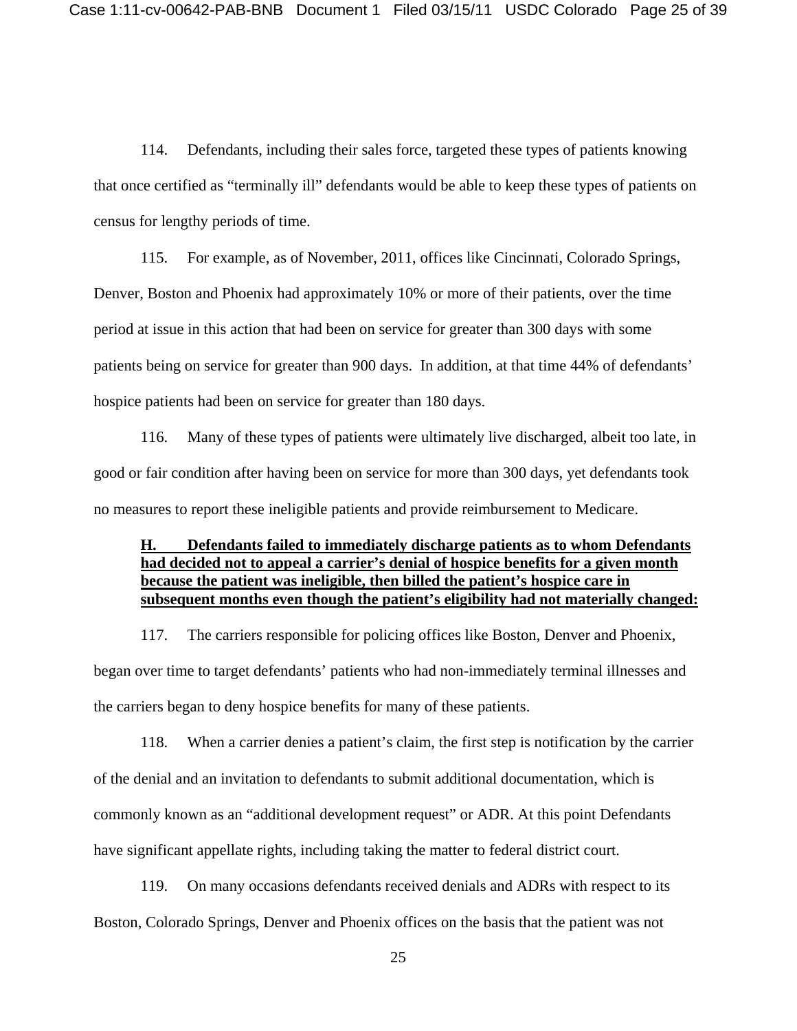114. Defendants, including their sales force, targeted these types of patients knowing that once certified as "terminally ill" defendants would be able to keep these types of patients on census for lengthy periods of time.

115. For example, as of November, 2011, offices like Cincinnati, Colorado Springs, Denver, Boston and Phoenix had approximately 10% or more of their patients, over the time period at issue in this action that had been on service for greater than 300 days with some patients being on service for greater than 900 days. In addition, at that time 44% of defendants' hospice patients had been on service for greater than 180 days.

116. Many of these types of patients were ultimately live discharged, albeit too late, in good or fair condition after having been on service for more than 300 days, yet defendants took no measures to report these ineligible patients and provide reimbursement to Medicare.

**H. Defendants failed to immediately discharge patients as to whom Defendants had decided not to appeal a carrier's denial of hospice benefits for a given month because the patient was ineligible, then billed the patient's hospice care in subsequent months even though the patient's eligibility had not materially changed:**

117. The carriers responsible for policing offices like Boston, Denver and Phoenix, began over time to target defendants' patients who had non-immediately terminal illnesses and the carriers began to deny hospice benefits for many of these patients.

118. When a carrier denies a patient's claim, the first step is notification by the carrier of the denial and an invitation to defendants to submit additional documentation, which is commonly known as an "additional development request" or ADR. At this point Defendants have significant appellate rights, including taking the matter to federal district court.

119. On many occasions defendants received denials and ADRs with respect to its Boston, Colorado Springs, Denver and Phoenix offices on the basis that the patient was not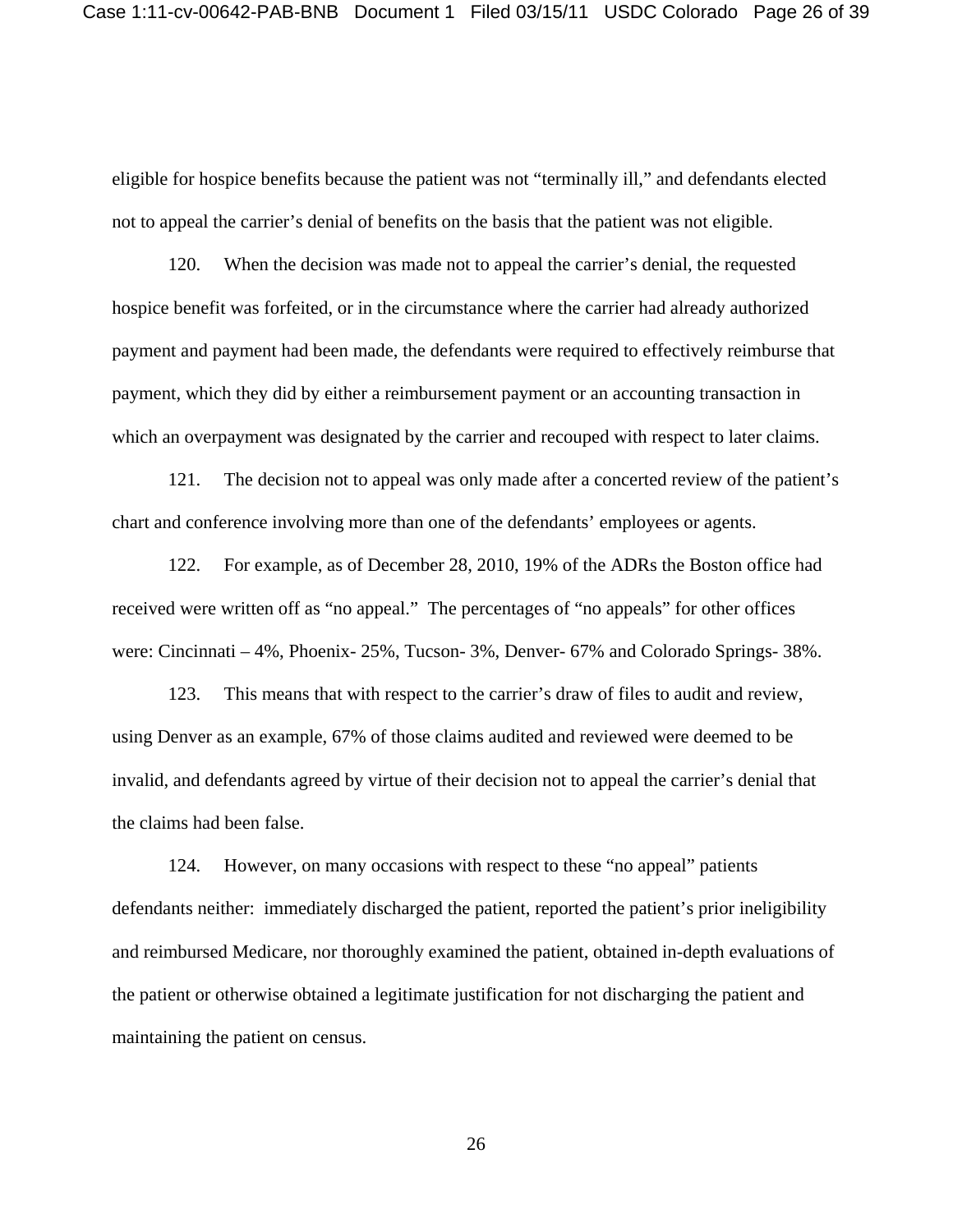eligible for hospice benefits because the patient was not "terminally ill," and defendants elected not to appeal the carrier's denial of benefits on the basis that the patient was not eligible.

120. When the decision was made not to appeal the carrier's denial, the requested hospice benefit was forfeited, or in the circumstance where the carrier had already authorized payment and payment had been made, the defendants were required to effectively reimburse that payment, which they did by either a reimbursement payment or an accounting transaction in which an overpayment was designated by the carrier and recouped with respect to later claims.

121. The decision not to appeal was only made after a concerted review of the patient's chart and conference involving more than one of the defendants' employees or agents.

122. For example, as of December 28, 2010, 19% of the ADRs the Boston office had received were written off as "no appeal." The percentages of "no appeals" for other offices were: Cincinnati – 4%, Phoenix- 25%, Tucson- 3%, Denver- 67% and Colorado Springs- 38%.

123. This means that with respect to the carrier's draw of files to audit and review, using Denver as an example, 67% of those claims audited and reviewed were deemed to be invalid, and defendants agreed by virtue of their decision not to appeal the carrier's denial that the claims had been false.

124. However, on many occasions with respect to these "no appeal" patients defendants neither: immediately discharged the patient, reported the patient's prior ineligibility and reimbursed Medicare, nor thoroughly examined the patient, obtained in-depth evaluations of the patient or otherwise obtained a legitimate justification for not discharging the patient and maintaining the patient on census.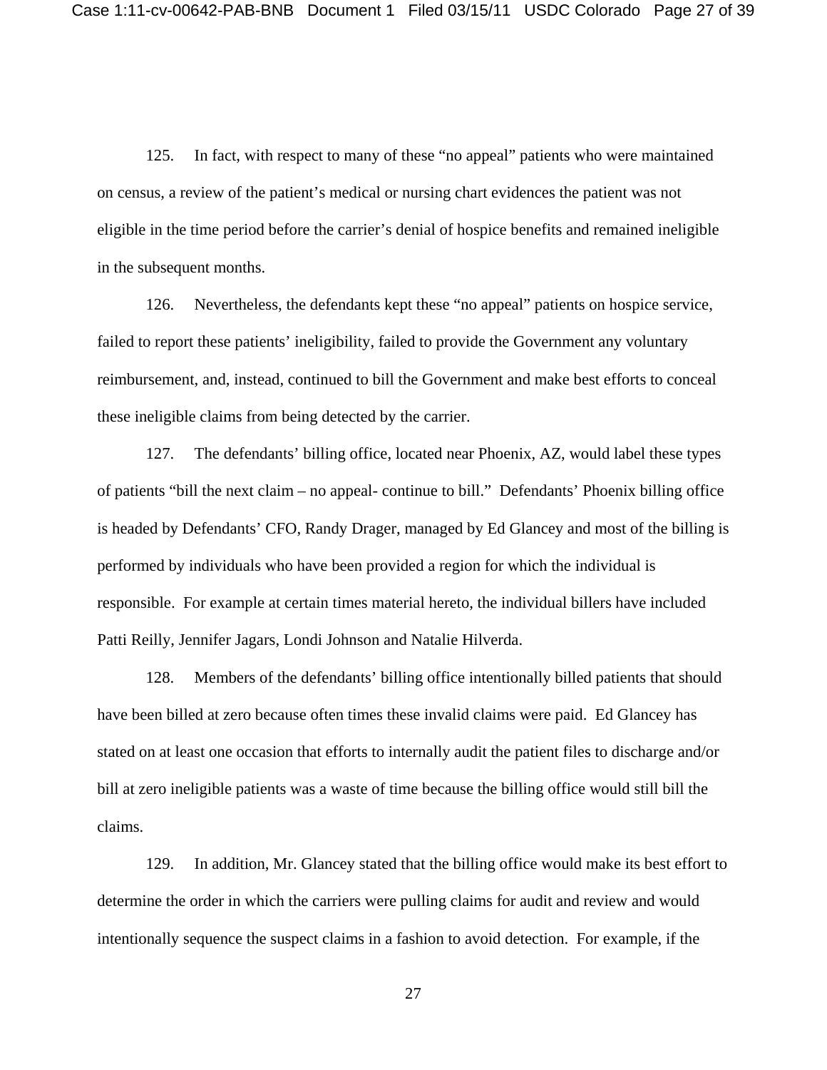125. In fact, with respect to many of these "no appeal" patients who were maintained on census, a review of the patient's medical or nursing chart evidences the patient was not eligible in the time period before the carrier's denial of hospice benefits and remained ineligible in the subsequent months.

126. Nevertheless, the defendants kept these "no appeal" patients on hospice service, failed to report these patients' ineligibility, failed to provide the Government any voluntary reimbursement, and, instead, continued to bill the Government and make best efforts to conceal these ineligible claims from being detected by the carrier.

127. The defendants' billing office, located near Phoenix, AZ, would label these types of patients "bill the next claim – no appeal- continue to bill." Defendants' Phoenix billing office is headed by Defendants' CFO, Randy Drager, managed by Ed Glancey and most of the billing is performed by individuals who have been provided a region for which the individual is responsible. For example at certain times material hereto, the individual billers have included Patti Reilly, Jennifer Jagars, Londi Johnson and Natalie Hilverda.

128. Members of the defendants' billing office intentionally billed patients that should have been billed at zero because often times these invalid claims were paid. Ed Glancey has stated on at least one occasion that efforts to internally audit the patient files to discharge and/or bill at zero ineligible patients was a waste of time because the billing office would still bill the claims.

129. In addition, Mr. Glancey stated that the billing office would make its best effort to determine the order in which the carriers were pulling claims for audit and review and would intentionally sequence the suspect claims in a fashion to avoid detection. For example, if the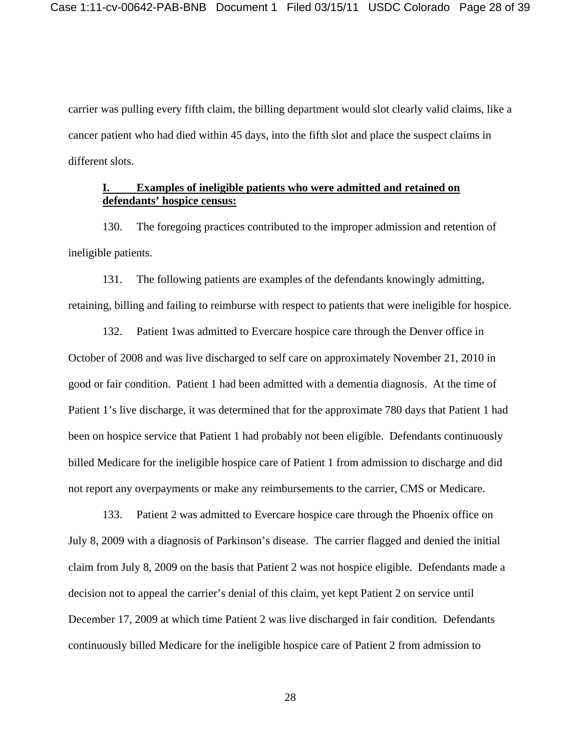carrier was pulling every fifth claim, the billing department would slot clearly valid claims, like a cancer patient who had died within 45 days, into the fifth slot and place the suspect claims in different slots.

### **I. Examples of ineligible patients who were admitted and retained on defendants' hospice census:**

130. The foregoing practices contributed to the improper admission and retention of ineligible patients.

131. The following patients are examples of the defendants knowingly admitting, retaining, billing and failing to reimburse with respect to patients that were ineligible for hospice.

132. Patient 1was admitted to Evercare hospice care through the Denver office in October of 2008 and was live discharged to self care on approximately November 21, 2010 in good or fair condition. Patient 1 had been admitted with a dementia diagnosis. At the time of Patient 1's live discharge, it was determined that for the approximate 780 days that Patient 1 had been on hospice service that Patient 1 had probably not been eligible. Defendants continuously billed Medicare for the ineligible hospice care of Patient 1 from admission to discharge and did not report any overpayments or make any reimbursements to the carrier, CMS or Medicare.

133. Patient 2 was admitted to Evercare hospice care through the Phoenix office on July 8, 2009 with a diagnosis of Parkinson's disease. The carrier flagged and denied the initial claim from July 8, 2009 on the basis that Patient 2 was not hospice eligible. Defendants made a decision not to appeal the carrier's denial of this claim, yet kept Patient 2 on service until December 17, 2009 at which time Patient 2 was live discharged in fair condition. Defendants continuously billed Medicare for the ineligible hospice care of Patient 2 from admission to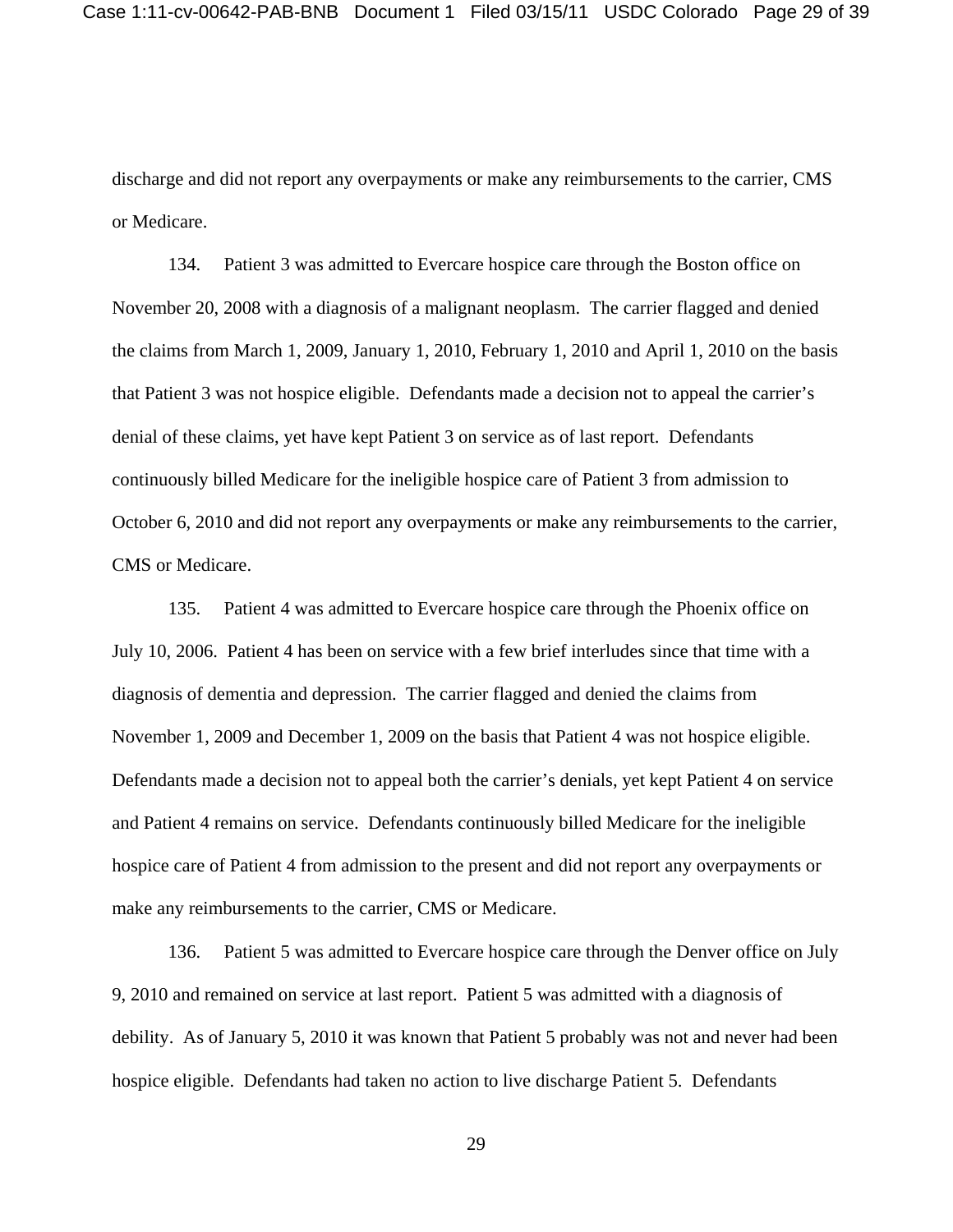discharge and did not report any overpayments or make any reimbursements to the carrier, CMS or Medicare.

134. Patient 3 was admitted to Evercare hospice care through the Boston office on November 20, 2008 with a diagnosis of a malignant neoplasm. The carrier flagged and denied the claims from March 1, 2009, January 1, 2010, February 1, 2010 and April 1, 2010 on the basis that Patient 3 was not hospice eligible. Defendants made a decision not to appeal the carrier's denial of these claims, yet have kept Patient 3 on service as of last report. Defendants continuously billed Medicare for the ineligible hospice care of Patient 3 from admission to October 6, 2010 and did not report any overpayments or make any reimbursements to the carrier, CMS or Medicare.

135. Patient 4 was admitted to Evercare hospice care through the Phoenix office on July 10, 2006. Patient 4 has been on service with a few brief interludes since that time with a diagnosis of dementia and depression. The carrier flagged and denied the claims from November 1, 2009 and December 1, 2009 on the basis that Patient 4 was not hospice eligible. Defendants made a decision not to appeal both the carrier's denials, yet kept Patient 4 on service and Patient 4 remains on service. Defendants continuously billed Medicare for the ineligible hospice care of Patient 4 from admission to the present and did not report any overpayments or make any reimbursements to the carrier, CMS or Medicare.

136. Patient 5 was admitted to Evercare hospice care through the Denver office on July 9, 2010 and remained on service at last report. Patient 5 was admitted with a diagnosis of debility. As of January 5, 2010 it was known that Patient 5 probably was not and never had been hospice eligible. Defendants had taken no action to live discharge Patient 5. Defendants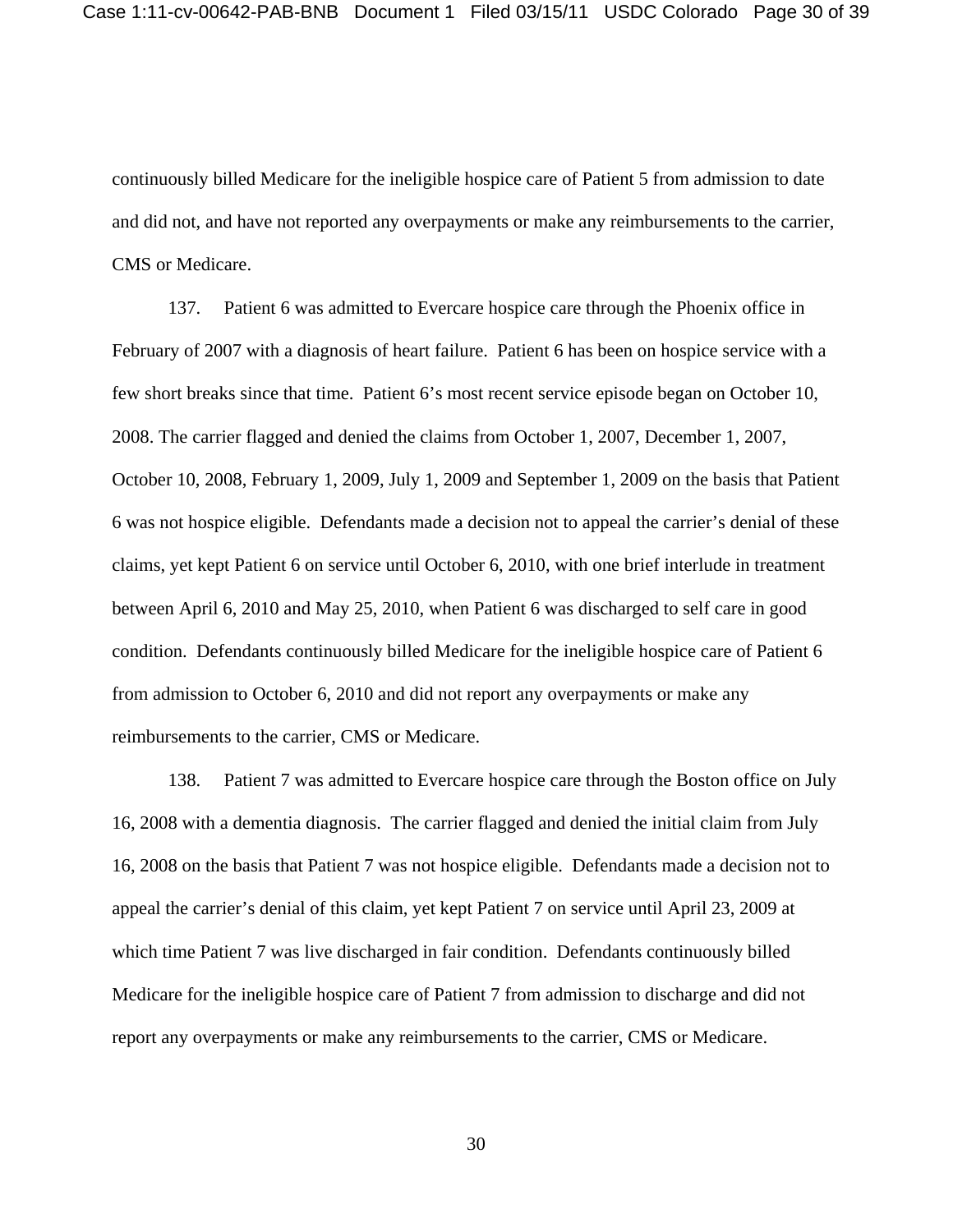continuously billed Medicare for the ineligible hospice care of Patient 5 from admission to date and did not, and have not reported any overpayments or make any reimbursements to the carrier, CMS or Medicare.

137. Patient 6 was admitted to Evercare hospice care through the Phoenix office in February of 2007 with a diagnosis of heart failure. Patient 6 has been on hospice service with a few short breaks since that time. Patient 6's most recent service episode began on October 10, 2008. The carrier flagged and denied the claims from October 1, 2007, December 1, 2007, October 10, 2008, February 1, 2009, July 1, 2009 and September 1, 2009 on the basis that Patient 6 was not hospice eligible. Defendants made a decision not to appeal the carrier's denial of these claims, yet kept Patient 6 on service until October 6, 2010, with one brief interlude in treatment between April 6, 2010 and May 25, 2010, when Patient 6 was discharged to self care in good condition. Defendants continuously billed Medicare for the ineligible hospice care of Patient 6 from admission to October 6, 2010 and did not report any overpayments or make any reimbursements to the carrier, CMS or Medicare.

138. Patient 7 was admitted to Evercare hospice care through the Boston office on July 16, 2008 with a dementia diagnosis. The carrier flagged and denied the initial claim from July 16, 2008 on the basis that Patient 7 was not hospice eligible. Defendants made a decision not to appeal the carrier's denial of this claim, yet kept Patient 7 on service until April 23, 2009 at which time Patient 7 was live discharged in fair condition. Defendants continuously billed Medicare for the ineligible hospice care of Patient 7 from admission to discharge and did not report any overpayments or make any reimbursements to the carrier, CMS or Medicare.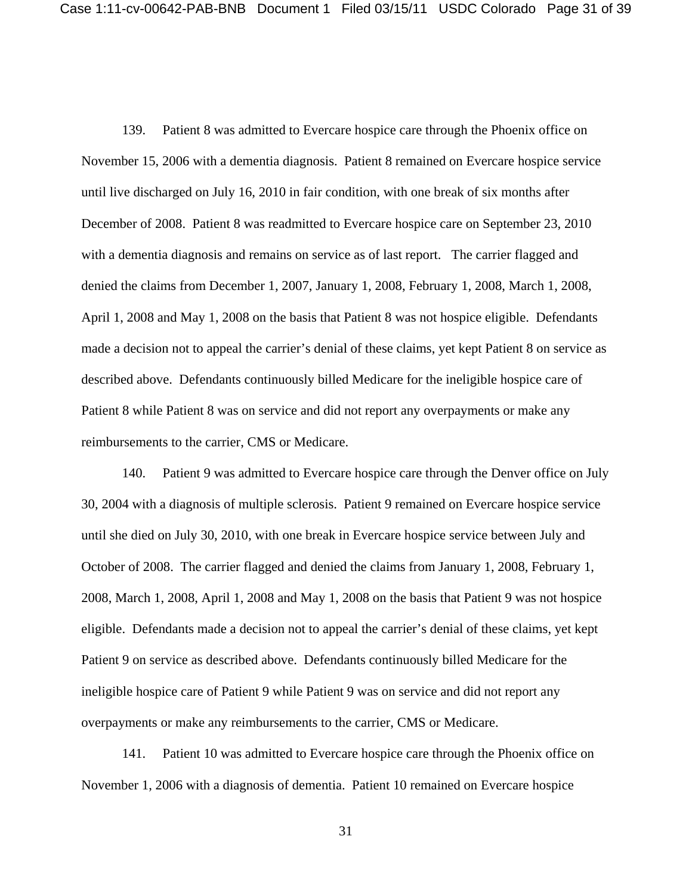139. Patient 8 was admitted to Evercare hospice care through the Phoenix office on November 15, 2006 with a dementia diagnosis. Patient 8 remained on Evercare hospice service until live discharged on July 16, 2010 in fair condition, with one break of six months after December of 2008. Patient 8 was readmitted to Evercare hospice care on September 23, 2010 with a dementia diagnosis and remains on service as of last report. The carrier flagged and denied the claims from December 1, 2007, January 1, 2008, February 1, 2008, March 1, 2008, April 1, 2008 and May 1, 2008 on the basis that Patient 8 was not hospice eligible. Defendants made a decision not to appeal the carrier's denial of these claims, yet kept Patient 8 on service as described above. Defendants continuously billed Medicare for the ineligible hospice care of Patient 8 while Patient 8 was on service and did not report any overpayments or make any reimbursements to the carrier, CMS or Medicare.

140. Patient 9 was admitted to Evercare hospice care through the Denver office on July 30, 2004 with a diagnosis of multiple sclerosis. Patient 9 remained on Evercare hospice service until she died on July 30, 2010, with one break in Evercare hospice service between July and October of 2008. The carrier flagged and denied the claims from January 1, 2008, February 1, 2008, March 1, 2008, April 1, 2008 and May 1, 2008 on the basis that Patient 9 was not hospice eligible. Defendants made a decision not to appeal the carrier's denial of these claims, yet kept Patient 9 on service as described above. Defendants continuously billed Medicare for the ineligible hospice care of Patient 9 while Patient 9 was on service and did not report any overpayments or make any reimbursements to the carrier, CMS or Medicare.

141. Patient 10 was admitted to Evercare hospice care through the Phoenix office on November 1, 2006 with a diagnosis of dementia. Patient 10 remained on Evercare hospice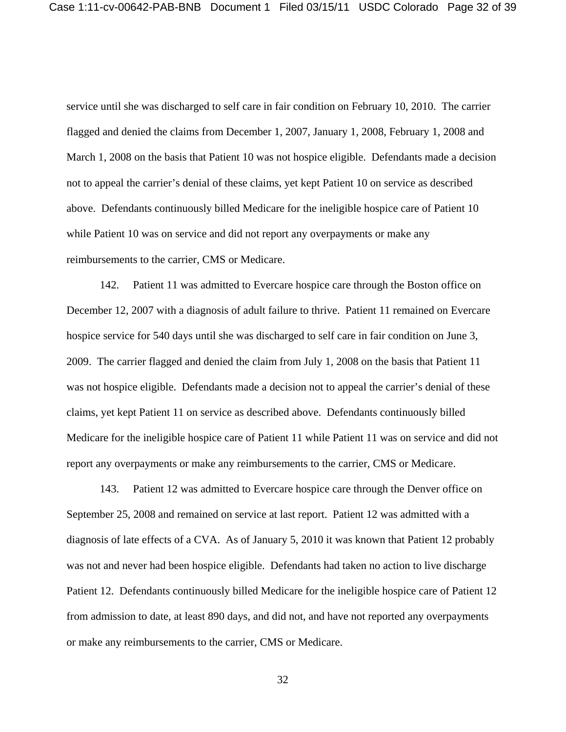service until she was discharged to self care in fair condition on February 10, 2010. The carrier flagged and denied the claims from December 1, 2007, January 1, 2008, February 1, 2008 and March 1, 2008 on the basis that Patient 10 was not hospice eligible. Defendants made a decision not to appeal the carrier's denial of these claims, yet kept Patient 10 on service as described above. Defendants continuously billed Medicare for the ineligible hospice care of Patient 10 while Patient 10 was on service and did not report any overpayments or make any reimbursements to the carrier, CMS or Medicare.

142. Patient 11 was admitted to Evercare hospice care through the Boston office on December 12, 2007 with a diagnosis of adult failure to thrive. Patient 11 remained on Evercare hospice service for 540 days until she was discharged to self care in fair condition on June 3, 2009. The carrier flagged and denied the claim from July 1, 2008 on the basis that Patient 11 was not hospice eligible. Defendants made a decision not to appeal the carrier's denial of these claims, yet kept Patient 11 on service as described above. Defendants continuously billed Medicare for the ineligible hospice care of Patient 11 while Patient 11 was on service and did not report any overpayments or make any reimbursements to the carrier, CMS or Medicare.

143. Patient 12 was admitted to Evercare hospice care through the Denver office on September 25, 2008 and remained on service at last report. Patient 12 was admitted with a diagnosis of late effects of a CVA. As of January 5, 2010 it was known that Patient 12 probably was not and never had been hospice eligible. Defendants had taken no action to live discharge Patient 12. Defendants continuously billed Medicare for the ineligible hospice care of Patient 12 from admission to date, at least 890 days, and did not, and have not reported any overpayments or make any reimbursements to the carrier, CMS or Medicare.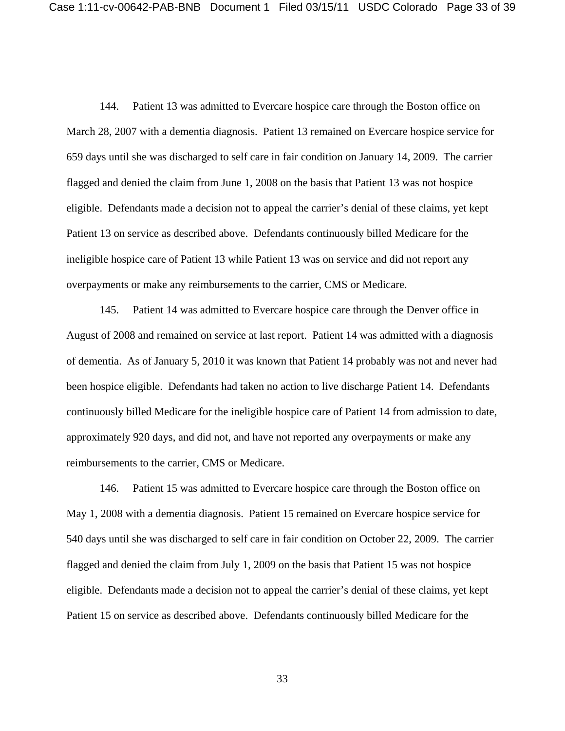144. Patient 13 was admitted to Evercare hospice care through the Boston office on March 28, 2007 with a dementia diagnosis. Patient 13 remained on Evercare hospice service for 659 days until she was discharged to self care in fair condition on January 14, 2009. The carrier flagged and denied the claim from June 1, 2008 on the basis that Patient 13 was not hospice eligible. Defendants made a decision not to appeal the carrier's denial of these claims, yet kept Patient 13 on service as described above. Defendants continuously billed Medicare for the ineligible hospice care of Patient 13 while Patient 13 was on service and did not report any overpayments or make any reimbursements to the carrier, CMS or Medicare.

145. Patient 14 was admitted to Evercare hospice care through the Denver office in August of 2008 and remained on service at last report. Patient 14 was admitted with a diagnosis of dementia. As of January 5, 2010 it was known that Patient 14 probably was not and never had been hospice eligible. Defendants had taken no action to live discharge Patient 14. Defendants continuously billed Medicare for the ineligible hospice care of Patient 14 from admission to date, approximately 920 days, and did not, and have not reported any overpayments or make any reimbursements to the carrier, CMS or Medicare.

146. Patient 15 was admitted to Evercare hospice care through the Boston office on May 1, 2008 with a dementia diagnosis. Patient 15 remained on Evercare hospice service for 540 days until she was discharged to self care in fair condition on October 22, 2009. The carrier flagged and denied the claim from July 1, 2009 on the basis that Patient 15 was not hospice eligible. Defendants made a decision not to appeal the carrier's denial of these claims, yet kept Patient 15 on service as described above. Defendants continuously billed Medicare for the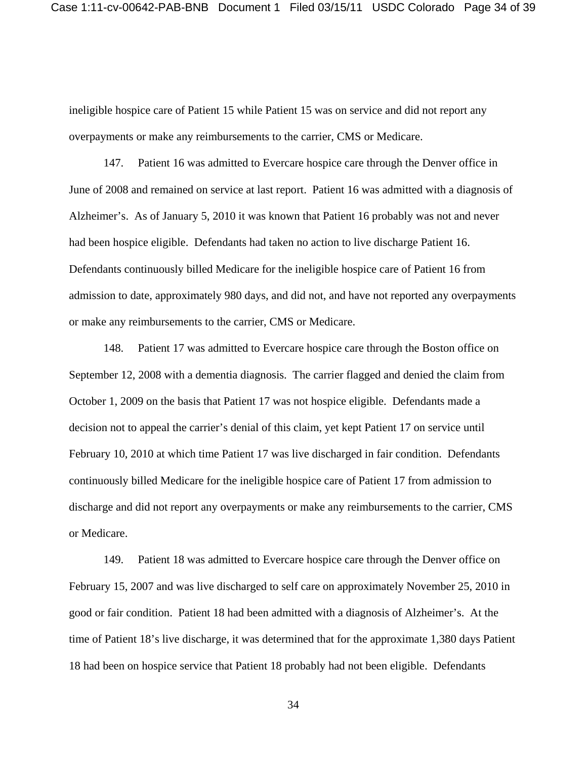ineligible hospice care of Patient 15 while Patient 15 was on service and did not report any overpayments or make any reimbursements to the carrier, CMS or Medicare.

147. Patient 16 was admitted to Evercare hospice care through the Denver office in June of 2008 and remained on service at last report. Patient 16 was admitted with a diagnosis of Alzheimer's. As of January 5, 2010 it was known that Patient 16 probably was not and never had been hospice eligible. Defendants had taken no action to live discharge Patient 16. Defendants continuously billed Medicare for the ineligible hospice care of Patient 16 from admission to date, approximately 980 days, and did not, and have not reported any overpayments or make any reimbursements to the carrier, CMS or Medicare.

148. Patient 17 was admitted to Evercare hospice care through the Boston office on September 12, 2008 with a dementia diagnosis. The carrier flagged and denied the claim from October 1, 2009 on the basis that Patient 17 was not hospice eligible. Defendants made a decision not to appeal the carrier's denial of this claim, yet kept Patient 17 on service until February 10, 2010 at which time Patient 17 was live discharged in fair condition. Defendants continuously billed Medicare for the ineligible hospice care of Patient 17 from admission to discharge and did not report any overpayments or make any reimbursements to the carrier, CMS or Medicare.

149. Patient 18 was admitted to Evercare hospice care through the Denver office on February 15, 2007 and was live discharged to self care on approximately November 25, 2010 in good or fair condition. Patient 18 had been admitted with a diagnosis of Alzheimer's. At the time of Patient 18's live discharge, it was determined that for the approximate 1,380 days Patient 18 had been on hospice service that Patient 18 probably had not been eligible. Defendants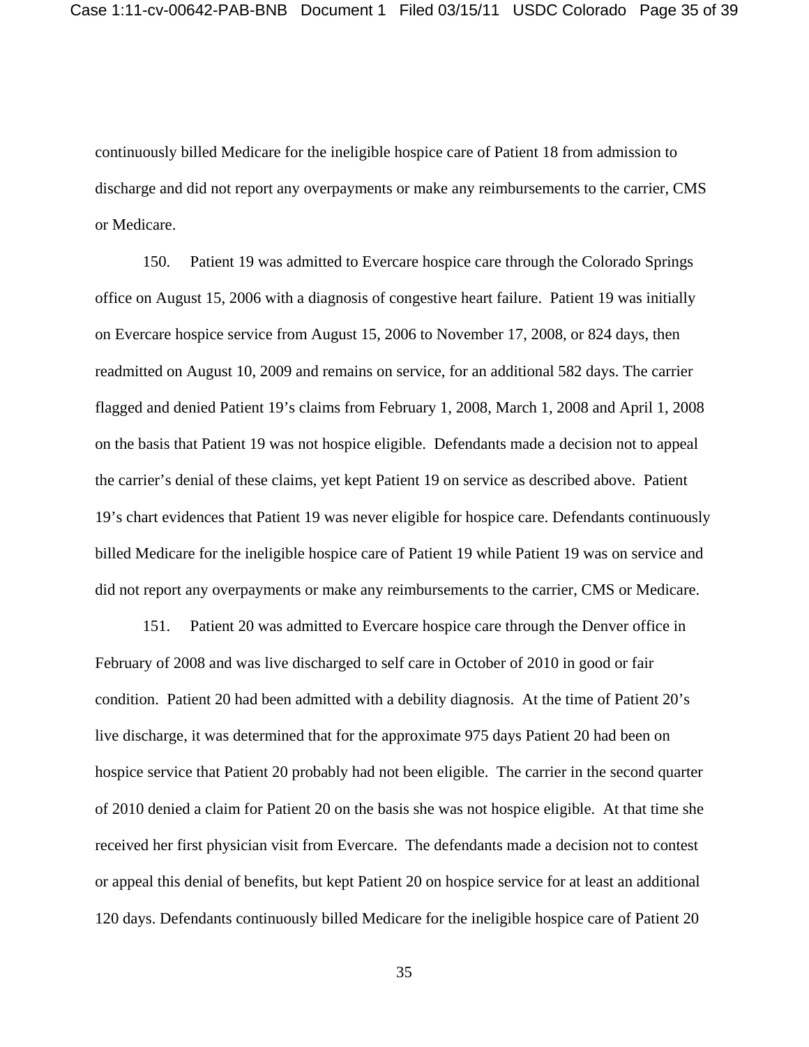continuously billed Medicare for the ineligible hospice care of Patient 18 from admission to discharge and did not report any overpayments or make any reimbursements to the carrier, CMS or Medicare.

150. Patient 19 was admitted to Evercare hospice care through the Colorado Springs office on August 15, 2006 with a diagnosis of congestive heart failure. Patient 19 was initially on Evercare hospice service from August 15, 2006 to November 17, 2008, or 824 days, then readmitted on August 10, 2009 and remains on service, for an additional 582 days. The carrier flagged and denied Patient 19's claims from February 1, 2008, March 1, 2008 and April 1, 2008 on the basis that Patient 19 was not hospice eligible. Defendants made a decision not to appeal the carrier's denial of these claims, yet kept Patient 19 on service as described above. Patient 19's chart evidences that Patient 19 was never eligible for hospice care. Defendants continuously billed Medicare for the ineligible hospice care of Patient 19 while Patient 19 was on service and did not report any overpayments or make any reimbursements to the carrier, CMS or Medicare.

151. Patient 20 was admitted to Evercare hospice care through the Denver office in February of 2008 and was live discharged to self care in October of 2010 in good or fair condition. Patient 20 had been admitted with a debility diagnosis. At the time of Patient 20's live discharge, it was determined that for the approximate 975 days Patient 20 had been on hospice service that Patient 20 probably had not been eligible. The carrier in the second quarter of 2010 denied a claim for Patient 20 on the basis she was not hospice eligible. At that time she received her first physician visit from Evercare. The defendants made a decision not to contest or appeal this denial of benefits, but kept Patient 20 on hospice service for at least an additional 120 days. Defendants continuously billed Medicare for the ineligible hospice care of Patient 20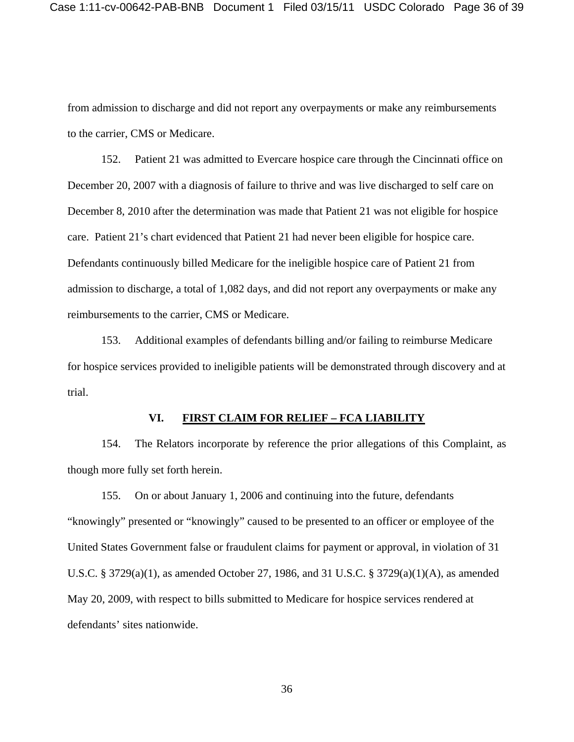from admission to discharge and did not report any overpayments or make any reimbursements to the carrier, CMS or Medicare.

152. Patient 21 was admitted to Evercare hospice care through the Cincinnati office on December 20, 2007 with a diagnosis of failure to thrive and was live discharged to self care on December 8, 2010 after the determination was made that Patient 21 was not eligible for hospice care. Patient 21's chart evidenced that Patient 21 had never been eligible for hospice care. Defendants continuously billed Medicare for the ineligible hospice care of Patient 21 from admission to discharge, a total of 1,082 days, and did not report any overpayments or make any reimbursements to the carrier, CMS or Medicare.

153. Additional examples of defendants billing and/or failing to reimburse Medicare for hospice services provided to ineligible patients will be demonstrated through discovery and at trial.

## VI. FIRST CLAIM FOR RELIEF – FCA LIABILITY

154. The Relators incorporate by reference the prior allegations of this Complaint, as though more fully set forth herein.

155. On or about January 1, 2006 and continuing into the future, defendants "knowingly" presented or "knowingly" caused to be presented to an officer or employee of the United States Government false or fraudulent claims for payment or approval, in violation of 31 U.S.C. § 3729(a)(1), as amended October 27, 1986, and 31 U.S.C. § 3729(a)(1)(A), as amended May 20, 2009, with respect to bills submitted to Medicare for hospice services rendered at defendants' sites nationwide.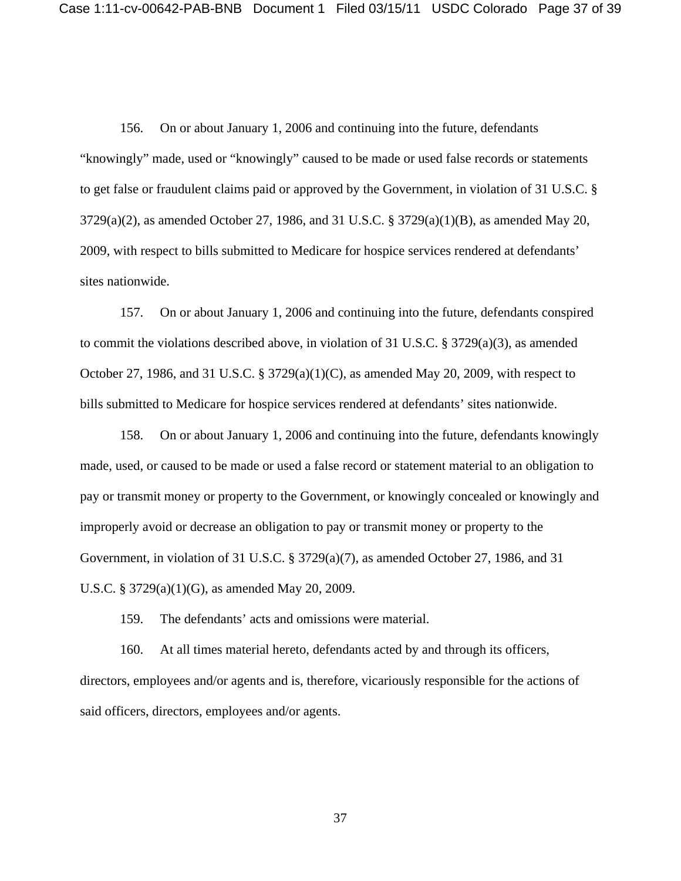156. On or about January 1, 2006 and continuing into the future, defendants "knowingly" made, used or "knowingly" caused to be made or used false records or statements to get false or fraudulent claims paid or approved by the Government, in violation of 31 U.S.C. § 3729(a)(2), as amended October 27, 1986, and 31 U.S.C. § 3729(a)(1)(B), as amended May 20, 2009, with respect to bills submitted to Medicare for hospice services rendered at defendants' sites nationwide.

157. On or about January 1, 2006 and continuing into the future, defendants conspired to commit the violations described above, in violation of 31 U.S.C. § 3729(a)(3), as amended October 27, 1986, and 31 U.S.C. § 3729(a)(1)(C), as amended May 20, 2009, with respect to bills submitted to Medicare for hospice services rendered at defendants' sites nationwide.

158. On or about January 1, 2006 and continuing into the future, defendants knowingly made, used, or caused to be made or used a false record or statement material to an obligation to pay or transmit money or property to the Government, or knowingly concealed or knowingly and improperly avoid or decrease an obligation to pay or transmit money or property to the Government, in violation of 31 U.S.C. § 3729(a)(7), as amended October 27, 1986, and 31 U.S.C. § 3729(a)(1)(G), as amended May 20, 2009.

159. The defendants' acts and omissions were material.

160. At all times material hereto, defendants acted by and through its officers, directors, employees and/or agents and is, therefore, vicariously responsible for the actions of said officers, directors, employees and/or agents.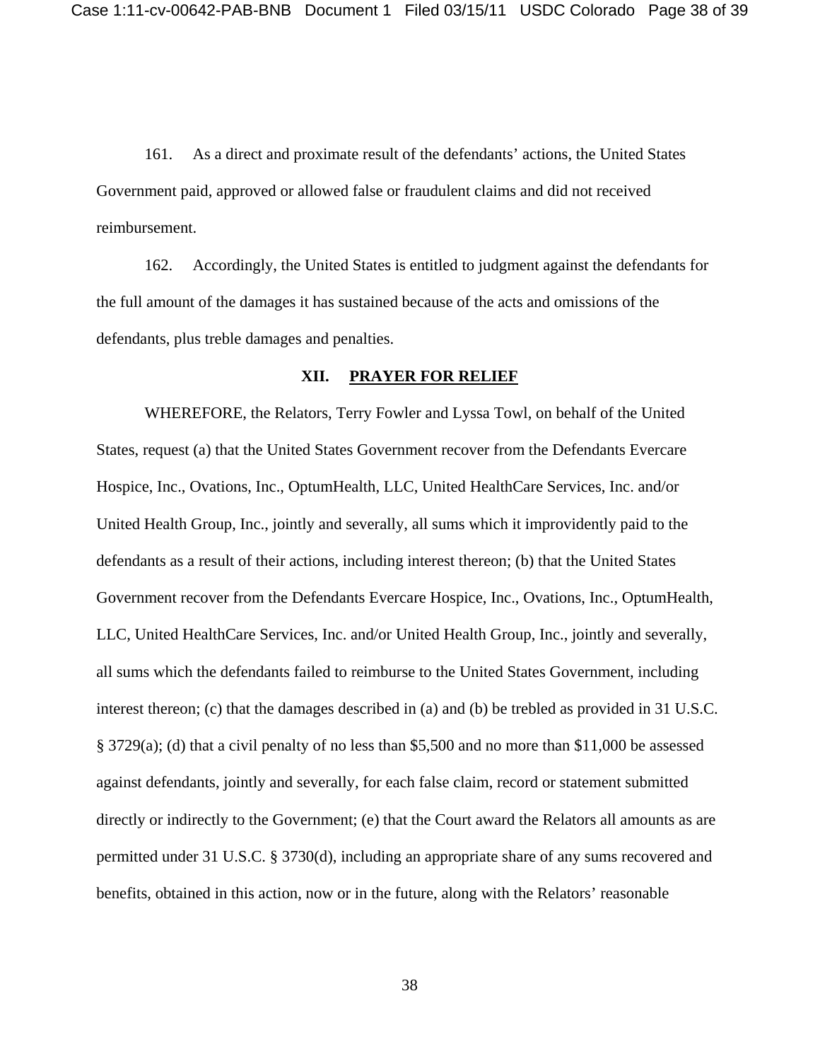161. As a direct and proximate result of the defendants' actions, the United States Government paid, approved or allowed false or fraudulent claims and did not received reimbursement.

162. Accordingly, the United States is entitled to judgment against the defendants for the full amount of the damages it has sustained because of the acts and omissions of the defendants, plus treble damages and penalties.

## XII. PRAYER FOR RELIEF

WHEREFORE, the Relators, Terry Fowler and Lyssa Towl, on behalf of the United States, request (a) that the United States Government recover from the Defendants Evercare Hospice, Inc., Ovations, Inc., OptumHealth, LLC, United HealthCare Services, Inc. and/or United Health Group, Inc., jointly and severally, all sums which it improvidently paid to the defendants as a result of their actions, including interest thereon; (b) that the United States Government recover from the Defendants Evercare Hospice, Inc., Ovations, Inc., OptumHealth, LLC, United HealthCare Services, Inc. and/or United Health Group, Inc., jointly and severally, all sums which the defendants failed to reimburse to the United States Government, including interest thereon; (c) that the damages described in (a) and (b) be trebled as provided in 31 U.S.C. § 3729(a); (d) that a civil penalty of no less than $5,500 and no more than $11,000 be assessed against defendants, jointly and severally, for each false claim, record or statement submitted directly or indirectly to the Government; (e) that the Court award the Relators all amounts as are permitted under 31 U.S.C. § 3730(d), including an appropriate share of any sums recovered and benefits, obtained in this action, now or in the future, along with the Relators' reasonable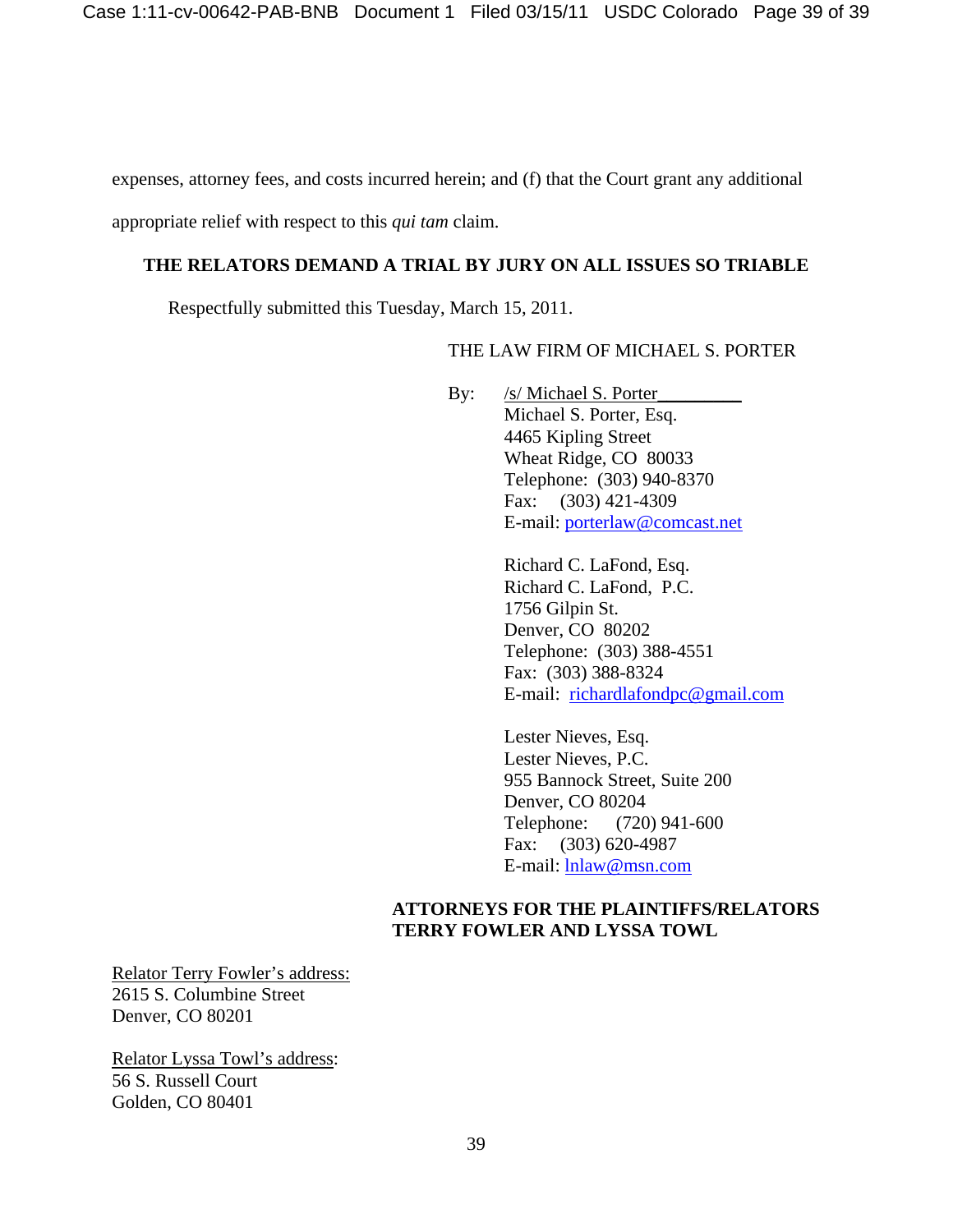expenses, attorney fees, and costs incurred herein; and (f) that the Court grant any additional appropriate relief with respect to this *qui tam* claim.

**THE RELATORS DEMAND A TRIAL BY JURY ON ALL ISSUES SO TRIABLE**

Respectfully submitted this Tuesday, March 15, 2011.

THE LAW FIRM OF MICHAEL S. PORTER

By: /s/ Michael S. Porter_________
Michael S. Porter, Esq.
4465 Kipling Street
Wheat Ridge, CO 80033
Telephone: (303) 940-8370
Fax: (303) 421-4309
E-mail: porterlaw@comcast.net

Richard C. LaFond, Esq.
Richard C. LaFond, P.C.
1756 Gilpin St.
Denver, CO 80202
Telephone: (303) 388-4551
Fax: (303) 388-8324
E-mail: richardlafondpc@gmail.com

Lester Nieves, Esq.
Lester Nieves, P.C.
955 Bannock Street, Suite 200
Denver, CO 80204
Telephone: (720) 941-600
Fax: (303) 620-4987
E-mail: lnlaw@msn.com

**ATTORNEYS FOR THE PLAINTIFFS/RELATORS TERRY FOWLER AND LYSSA TOWL**

Relator Terry Fowler's address:
2615 S. Columbine Street
Denver, CO 80201

Relator Lyssa Towl's address:
56 S. Russell Court
Golden, CO 80401